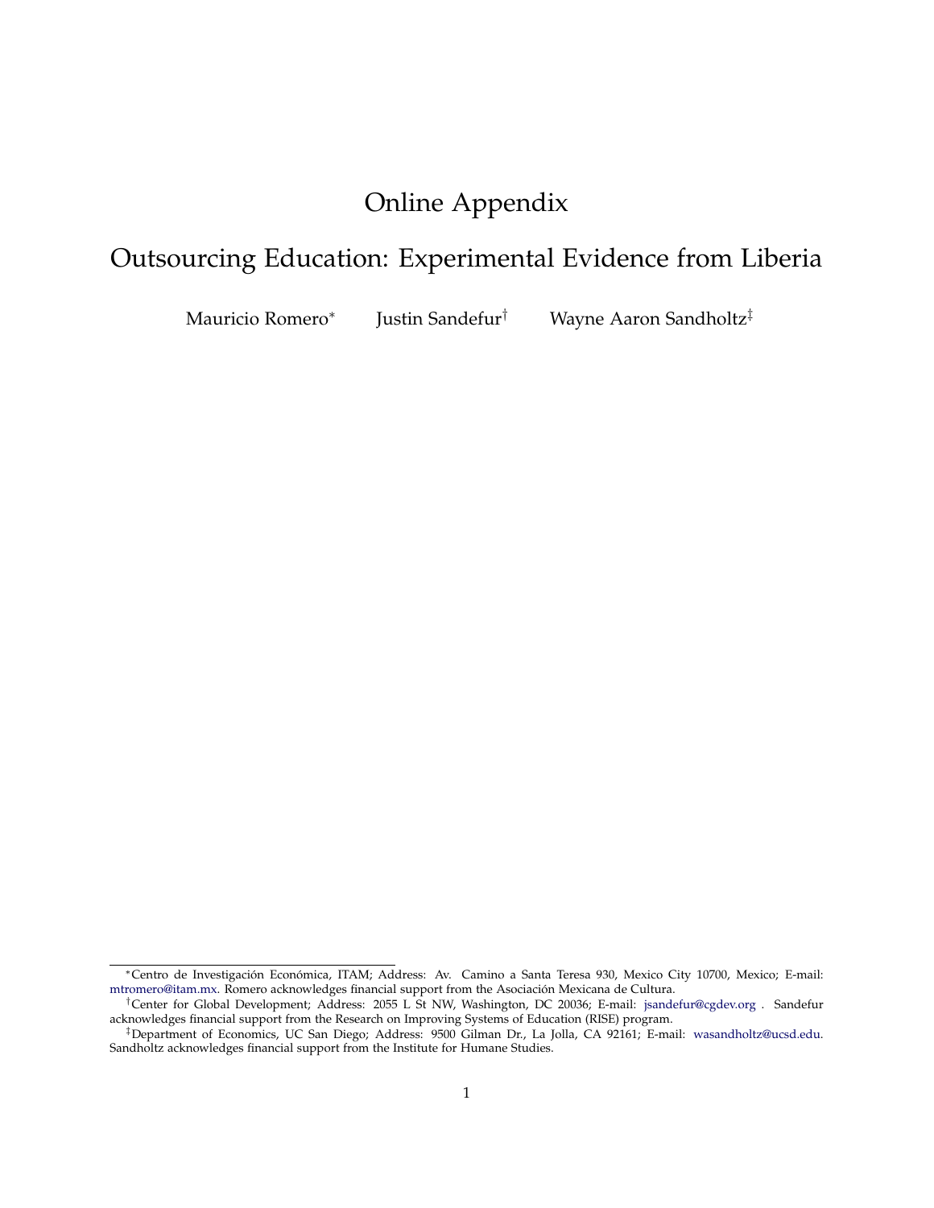# Online Appendix

## Outsourcing Education: Experimental Evidence from Liberia

Mauricio Romero* Justin Sandefur† Wayne Aaron Sandholtz‡

---

*Centro de Investigación Económica, ITAM; Address: Av. Camino a Santa Teresa 930, Mexico City 10700, Mexico; E-mail: mtromero@itam.mx. Romero acknowledges financial support from the Asociación Mexicana de Cultura.

†Center for Global Development; Address: 2055 L St NW, Washington, DC 20036; E-mail: jsandefur@cgdev.org . Sandefur acknowledges financial support from the Research on Improving Systems of Education (RISE) program.

‡Department of Economics, UC San Diego; Address: 9500 Gilman Dr., La Jolla, CA 92161; E-mail: wasandholtz@ucsd.edu. Sandholtz acknowledges financial support from the Institute for Humane Studies.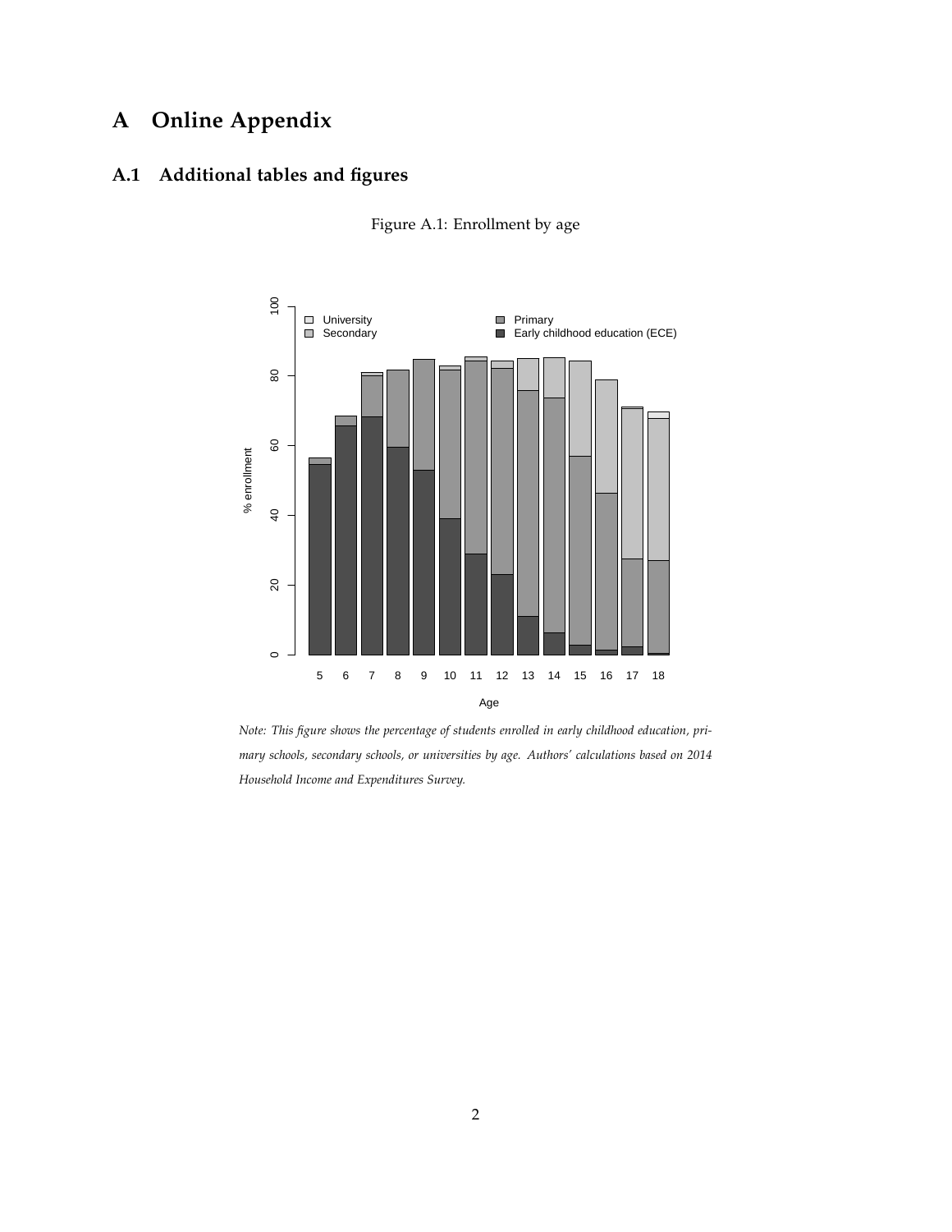# A Online Appendix

## A.1 Additional tables and figures

Figure A.1: Enrollment by age

*Note: This figure shows the percentage of students enrolled in early childhood education, primary schools, secondary schools, or universities by age. Authors' calculations based on 2014 Household Income and Expenditures Survey.*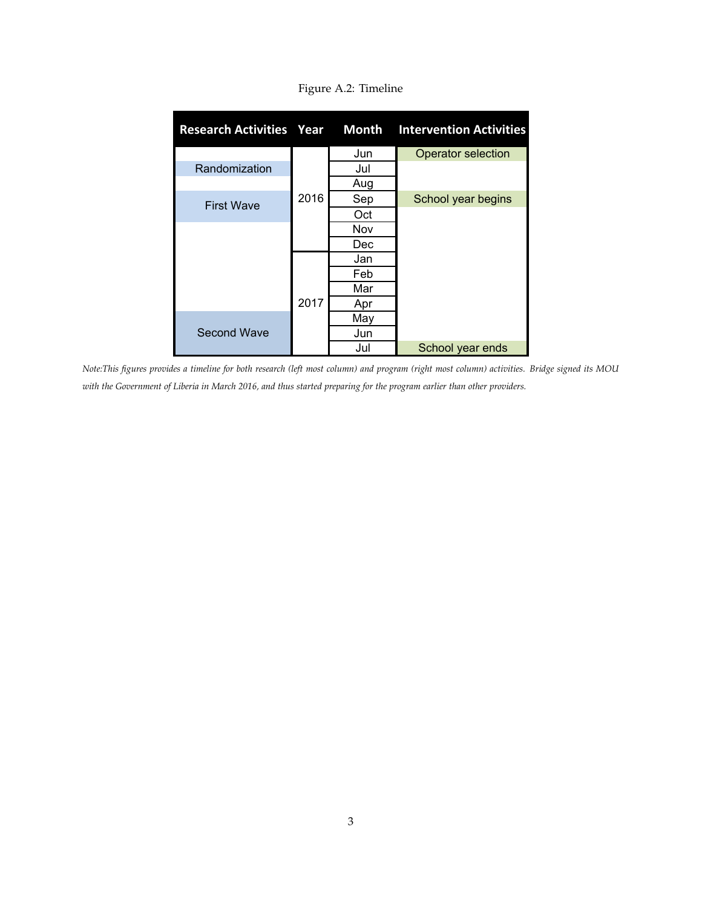Figure A.2: Timeline

| Research Activities | Year | Month | Intervention Activities |
|---|---|---|---|
| | 2016 | Jun | Operator selection |
| Randomization | | Jul | |
| | | Aug | |
| First Wave | | Sep | School year begins |
| First Wave | | Oct | |
| | | Nov | |
| | | Dec | |
| | 2017 | Jan | |
| | | Feb | |
| | | Mar | |
| | | Apr | |
| Second Wave | | May | |
| Second Wave | | Jun | |
| Second Wave | | Jul | School year ends |

*Note:This figures provides a timeline for both research (left most column) and program (right most column) activities. Bridge signed its MOU with the Government of Liberia in March 2016, and thus started preparing for the program earlier than other providers.*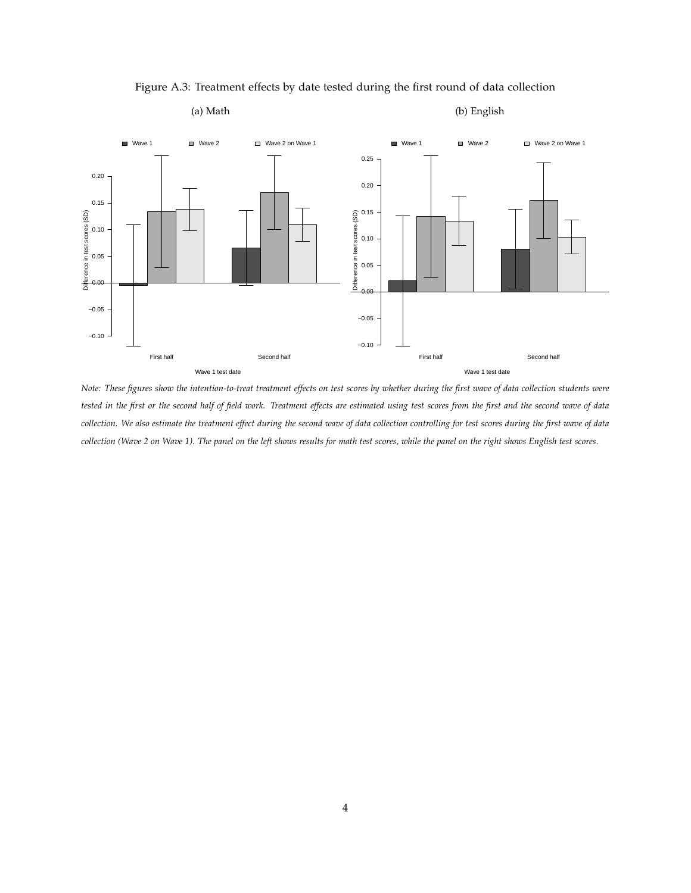Figure A.3: Treatment effects by date tested during the first round of data collection

(a) Math

(b) English

*Note: These figures show the intention-to-treat treatment effects on test scores by whether during the first wave of data collection students were tested in the first or the second half of field work. Treatment effects are estimated using test scores from the first and the second wave of data collection. We also estimate the treatment effect during the second wave of data collection controlling for test scores during the first wave of data collection (Wave 2 on Wave 1). The panel on the left shows results for math test scores, while the panel on the right shows English test scores.*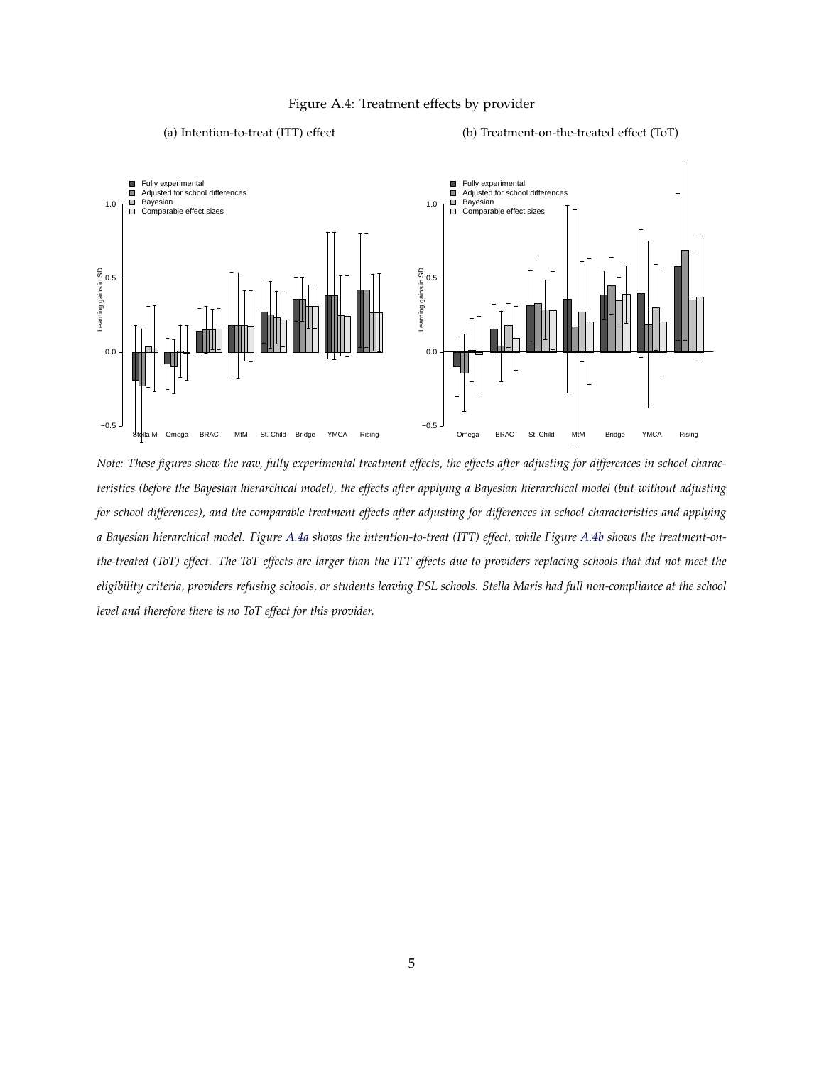Figure A.4: Treatment effects by provider

(a) Intention-to-treat (ITT) effect

(b) Treatment-on-the-treated effect (ToT)

*Note: These figures show the raw, fully experimental treatment effects, the effects after adjusting for differences in school characteristics (before the Bayesian hierarchical model), the effects after applying a Bayesian hierarchical model (but without adjusting for school differences), and the comparable treatment effects after adjusting for differences in school characteristics and applying a Bayesian hierarchical model. Figure A.4a shows the intention-to-treat (ITT) effect, while Figure A.4b shows the treatment-on-the-treated (ToT) effect. The ToT effects are larger than the ITT effects due to providers replacing schools that did not meet the eligibility criteria, providers refusing schools, or students leaving PSL schools. Stella Maris had full non-compliance at the school level and therefore there is no ToT effect for this provider.*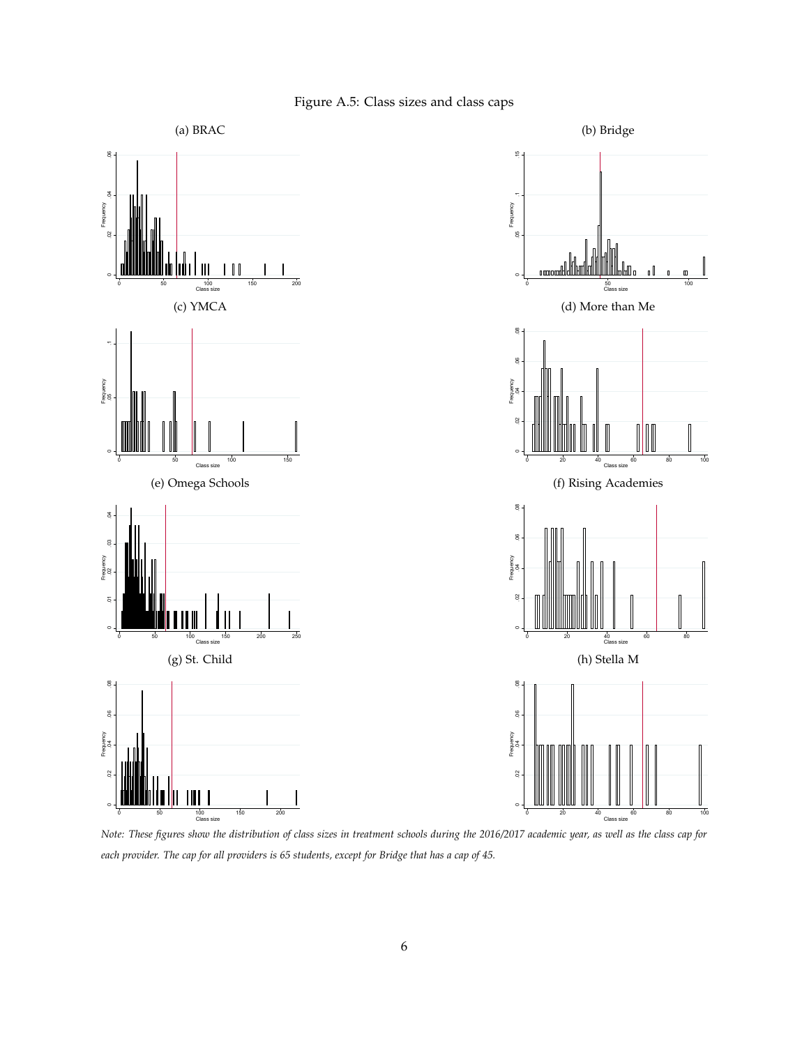Figure A.5: Class sizes and class caps

(a) BRAC

(b) Bridge

(c) YMCA

(d) More than Me

(e) Omega Schools

(f) Rising Academies

(g) St. Child

(h) Stella M

*Note: These figures show the distribution of class sizes in treatment schools during the 2016/2017 academic year, as well as the class cap for each provider. The cap for all providers is 65 students, except for Bridge that has a cap of 45.*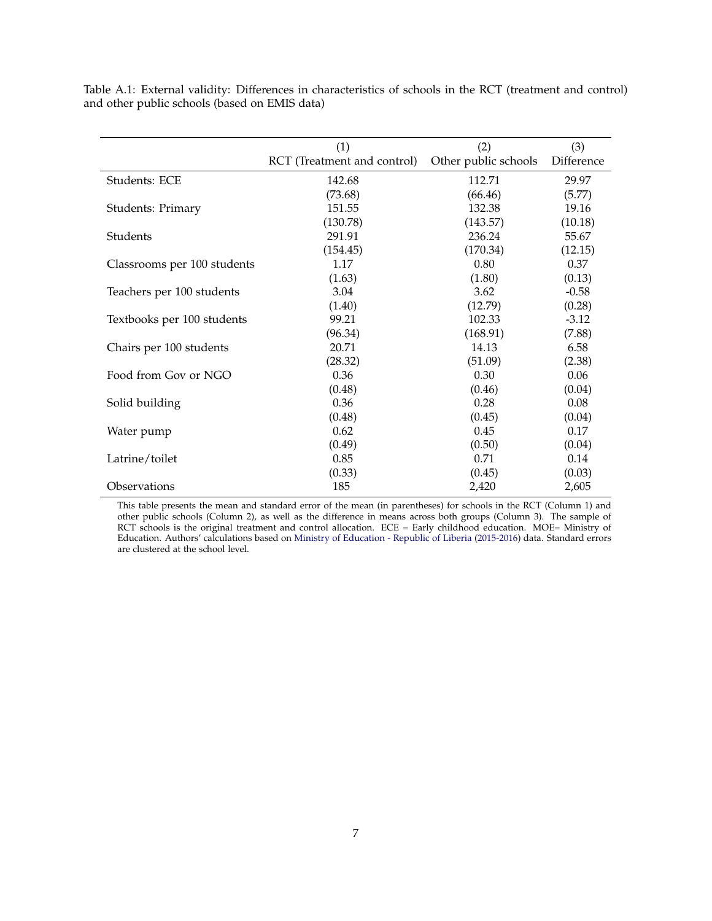Table A.1: External validity: Differences in characteristics of schools in the RCT (treatment and control) and other public schools (based on EMIS data)

| | (1) RCT (Treatment and control) | (2) Other public schools | (3) Difference |
|---|---|---|---|
| Students: ECE | 142.68 | 112.71 | 29.97 |
| | (73.68) | (66.46) | (5.77) |
| Students: Primary | 151.55 | 132.38 | 19.16 |
| | (130.78) | (143.57) | (10.18) |
| Students | 291.91 | 236.24 | 55.67 |
| | (154.45) | (170.34) | (12.15) |
| Classrooms per 100 students | 1.17 | 0.80 | 0.37 |
| | (1.63) | (1.80) | (0.13) |
| Teachers per 100 students | 3.04 | 3.62 | -0.58 |
| | (1.40) | (12.79) | (0.28) |
| Textbooks per 100 students | 99.21 | 102.33 | -3.12 |
| | (96.34) | (168.91) | (7.88) |
| Chairs per 100 students | 20.71 | 14.13 | 6.58 |
| | (28.32) | (51.09) | (2.38) |
| Food from Gov or NGO | 0.36 | 0.30 | 0.06 |
| | (0.48) | (0.46) | (0.04) |
| Solid building | 0.36 | 0.28 | 0.08 |
| | (0.48) | (0.45) | (0.04) |
| Water pump | 0.62 | 0.45 | 0.17 |
| | (0.49) | (0.50) | (0.04) |
| Latrine/toilet | 0.85 | 0.71 | 0.14 |
| | (0.33) | (0.45) | (0.03) |
| Observations | 185 | 2,420 | 2,605 |

This table presents the mean and standard error of the mean (in parentheses) for schools in the RCT (Column 1) and other public schools (Column 2), as well as the difference in means across both groups (Column 3). The sample of RCT schools is the original treatment and control allocation. ECE = Early childhood education. MOE= Ministry of Education. Authors' calculations based on Ministry of Education - Republic of Liberia (2015-2016) data. Standard errors are clustered at the school level.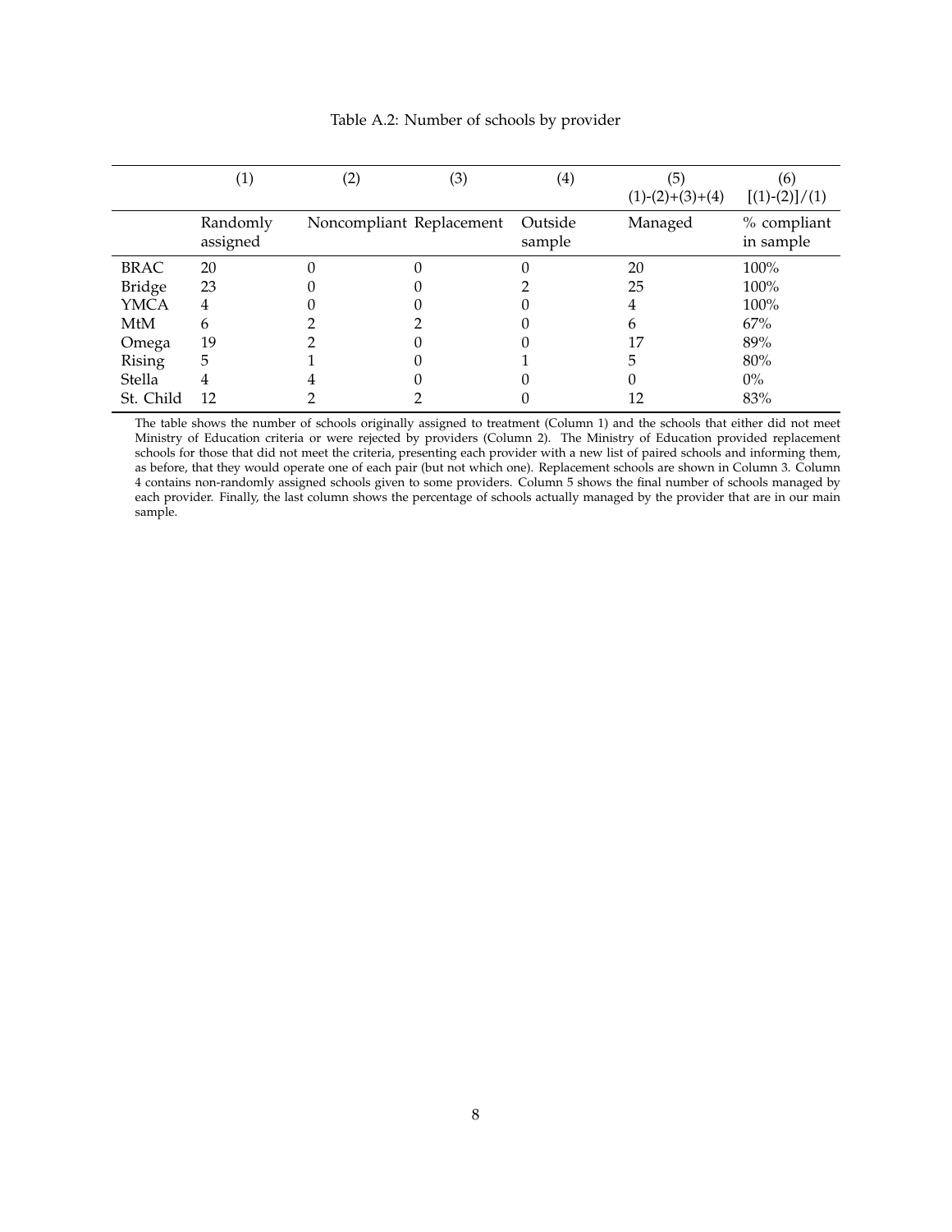Table A.2: Number of schools by provider

| | (1) | (2) | (3) | (4) | (5) $(1)-(2)+(3)+(4)$ | (6) $[(1)-(2)]/(1)$ |
|---|---|---|---|---|---|---|
| | Randomly assigned | Noncompliant | Replacement | Outside sample | Managed | % compliant in sample |
| BRAC | 20 | 0 | 0 | 0 | 20 | 100% |
| Bridge | 23 | 0 | 0 | 2 | 25 | 100% |
| YMCA | 4 | 0 | 0 | 0 | 4 | 100% |
| MtM | 6 | 2 | 2 | 0 | 6 | 67% |
| Omega | 19 | 2 | 0 | 0 | 17 | 89% |
| Rising | 5 | 1 | 0 | 1 | 5 | 80% |
| Stella | 4 | 4 | 0 | 0 | 0 | 0% |
| St. Child | 12 | 2 | 2 | 0 | 12 | 83% |

The table shows the number of schools originally assigned to treatment (Column 1) and the schools that either did not meet Ministry of Education criteria or were rejected by providers (Column 2). The Ministry of Education provided replacement schools for those that did not meet the criteria, presenting each provider with a new list of paired schools and informing them, as before, that they would operate one of each pair (but not which one). Replacement schools are shown in Column 3. Column 4 contains non-randomly assigned schools given to some providers. Column 5 shows the final number of schools managed by each provider. Finally, the last column shows the percentage of schools actually managed by the provider that are in our main sample.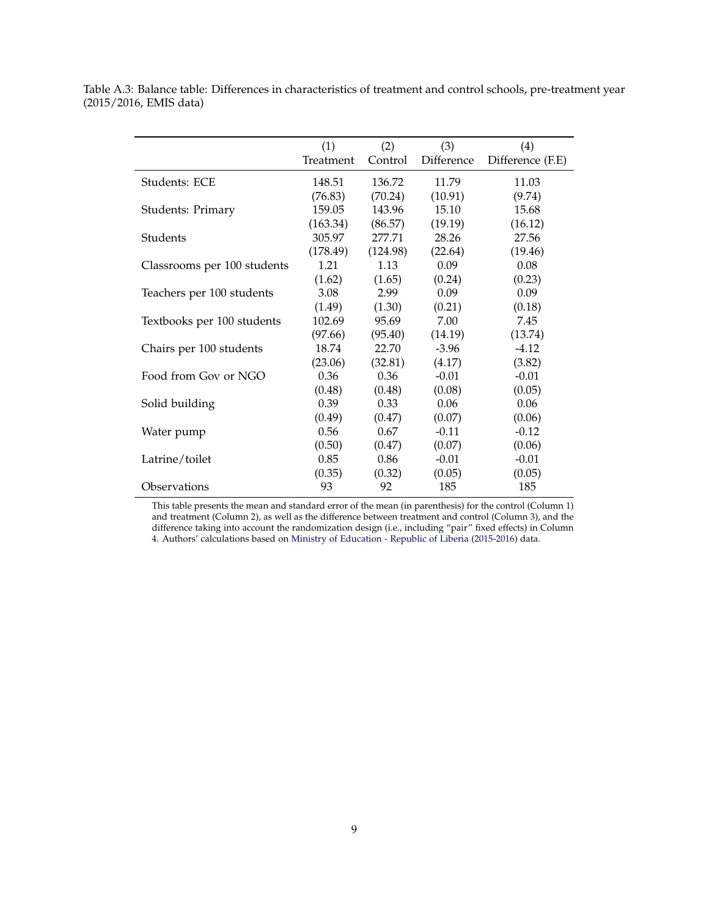Table A.3: Balance table: Differences in characteristics of treatment and control schools, pre-treatment year (2015/2016, EMIS data)

| | (1) Treatment | (2) Control | (3) Difference | (4) Difference (F.E) |
|---|---|---|---|---|
| Students: ECE | 148.51 | 136.72 | 11.79 | 11.03 |
| | (76.83) | (70.24) | (10.91) | (9.74) |
| Students: Primary | 159.05 | 143.96 | 15.10 | 15.68 |
| | (163.34) | (86.57) | (19.19) | (16.12) |
| Students | 305.97 | 277.71 | 28.26 | 27.56 |
| | (178.49) | (124.98) | (22.64) | (19.46) |
| Classrooms per 100 students | 1.21 | 1.13 | 0.09 | 0.08 |
| | (1.62) | (1.65) | (0.24) | (0.23) |
| Teachers per 100 students | 3.08 | 2.99 | 0.09 | 0.09 |
| | (1.49) | (1.30) | (0.21) | (0.18) |
| Textbooks per 100 students | 102.69 | 95.69 | 7.00 | 7.45 |
| | (97.66) | (95.40) | (14.19) | (13.74) |
| Chairs per 100 students | 18.74 | 22.70 | -3.96 | -4.12 |
| | (23.06) | (32.81) | (4.17) | (3.82) |
| Food from Gov or NGO | 0.36 | 0.36 | -0.01 | -0.01 |
| | (0.48) | (0.48) | (0.08) | (0.05) |
| Solid building | 0.39 | 0.33 | 0.06 | 0.06 |
| | (0.49) | (0.47) | (0.07) | (0.06) |
| Water pump | 0.56 | 0.67 | -0.11 | -0.12 |
| | (0.50) | (0.47) | (0.07) | (0.06) |
| Latrine/toilet | 0.85 | 0.86 | -0.01 | -0.01 |
| | (0.35) | (0.32) | (0.05) | (0.05) |
| Observations | 93 | 92 | 185 | 185 |

This table presents the mean and standard error of the mean (in parenthesis) for the control (Column 1) and treatment (Column 2), as well as the difference between treatment and control (Column 3), and the difference taking into account the randomization design (i.e., including "pair" fixed effects) in Column 4. Authors' calculations based on Ministry of Education - Republic of Liberia (2015-2016) data.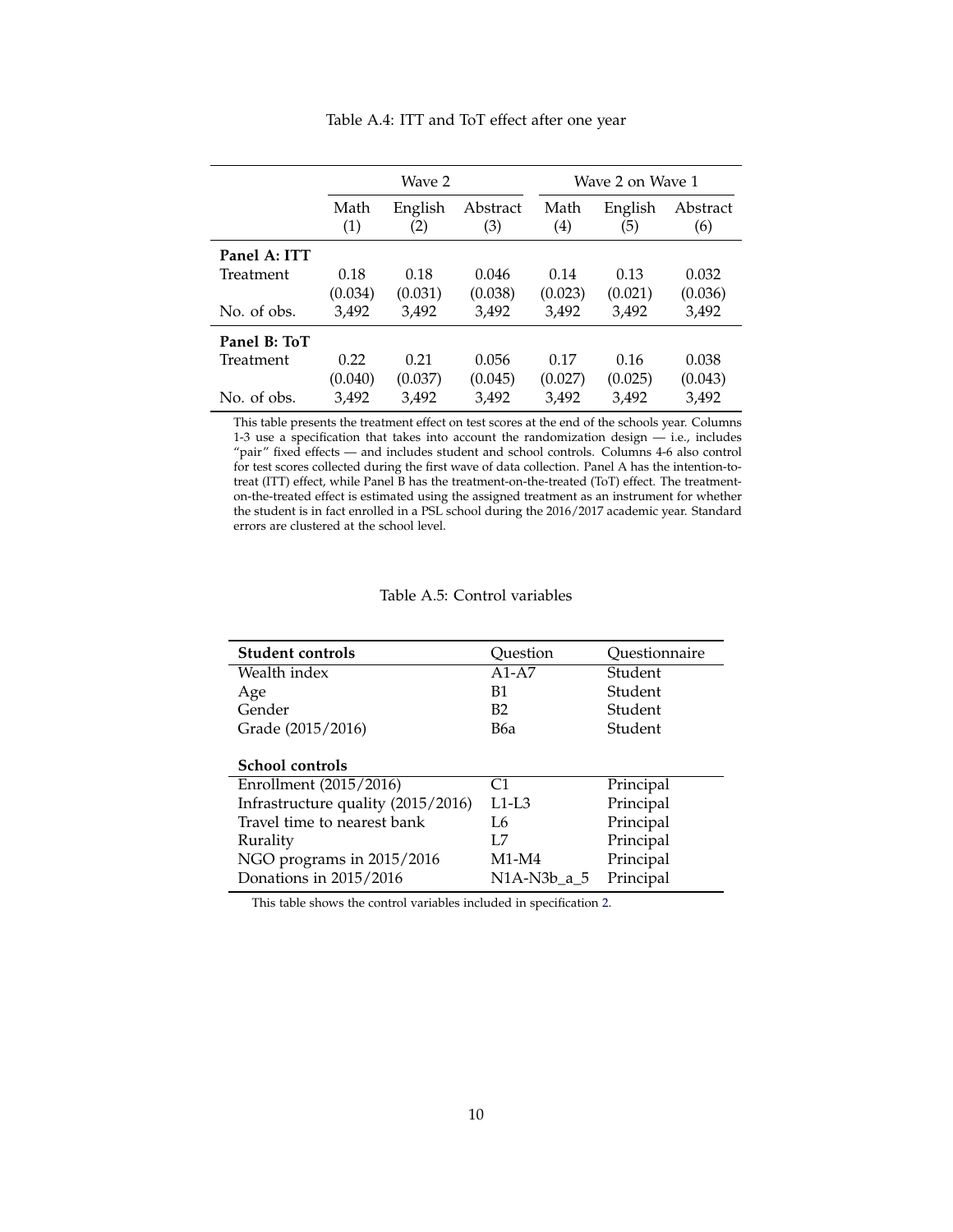Table A.4: ITT and ToT effect after one year

| | Wave 2 | | | Wave 2 on Wave 1 | | |
|---|---|---|---|---|---|---|
| | Math (1) | English (2) | Abstract (3) | Math (4) | English (5) | Abstract (6) |
| **Panel A: ITT** | | | | | | |
| Treatment | 0.18 | 0.18 | 0.046 | 0.14 | 0.13 | 0.032 |
| | (0.034) | (0.031) | (0.038) | (0.023) | (0.021) | (0.036) |
| No. of obs. | 3,492 | 3,492 | 3,492 | 3,492 | 3,492 | 3,492 |
| **Panel B: ToT** | | | | | | |
| Treatment | 0.22 | 0.21 | 0.056 | 0.17 | 0.16 | 0.038 |
| | (0.040) | (0.037) | (0.045) | (0.027) | (0.025) | (0.043) |
| No. of obs. | 3,492 | 3,492 | 3,492 | 3,492 | 3,492 | 3,492 |

This table presents the treatment effect on test scores at the end of the schools year. Columns 1-3 use a specification that takes into account the randomization design — i.e., includes "pair" fixed effects — and includes student and school controls. Columns 4-6 also control for test scores collected during the first wave of data collection. Panel A has the intention-to-treat (ITT) effect, while Panel B has the treatment-on-the-treated (ToT) effect. The treatment-on-the-treated effect is estimated using the assigned treatment as an instrument for whether the student is in fact enrolled in a PSL school during the 2016/2017 academic year. Standard errors are clustered at the school level.

Table A.5: Control variables

| **Student controls** | Question | Questionnaire |
|---|---|---|
| Wealth index | A1-A7 | Student |
| Age | B1 | Student |
| Gender | B2 | Student |
| Grade (2015/2016) | B6a | Student |
| | | |
| **School controls** | | |
| Enrollment (2015/2016) | C1 | Principal |
| Infrastructure quality (2015/2016) | L1-L3 | Principal |
| Travel time to nearest bank | L6 | Principal |
| Rurality | L7 | Principal |
| NGO programs in 2015/2016 | M1-M4 | Principal |
| Donations in 2015/2016 | N1A-N3b_a_5 | Principal |

This table shows the control variables included in specification 2.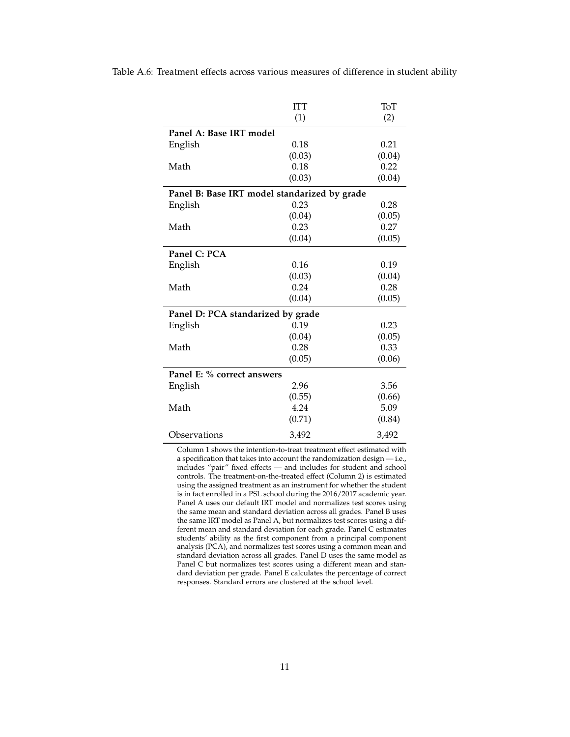Table A.6: Treatment effects across various measures of difference in student ability

| | ITT (1) | ToT (2) |
|---|---|---|
| **Panel A: Base IRT model** | | |
| English | 0.18 | 0.21 |
| | (0.03) | (0.04) |
| Math | 0.18 | 0.22 |
| | (0.03) | (0.04) |
| **Panel B: Base IRT model standarized by grade** | | |
| English | 0.23 | 0.28 |
| | (0.04) | (0.05) |
| Math | 0.23 | 0.27 |
| | (0.04) | (0.05) |
| **Panel C: PCA** | | |
| English | 0.16 | 0.19 |
| | (0.03) | (0.04) |
| Math | 0.24 | 0.28 |
| | (0.04) | (0.05) |
| **Panel D: PCA standarized by grade** | | |
| English | 0.19 | 0.23 |
| | (0.04) | (0.05) |
| Math | 0.28 | 0.33 |
| | (0.05) | (0.06) |
| **Panel E: % correct answers** | | |
| English | 2.96 | 3.56 |
| | (0.55) | (0.66) |
| Math | 4.24 | 5.09 |
| | (0.71) | (0.84) |
| Observations | 3,492 | 3,492 |

Column 1 shows the intention-to-treat treatment effect estimated with a specification that takes into account the randomization design — i.e., includes "pair" fixed effects — and includes for student and school controls. The treatment-on-the-treated effect (Column 2) is estimated using the assigned treatment as an instrument for whether the student is in fact enrolled in a PSL school during the 2016/2017 academic year. Panel A uses our default IRT model and normalizes test scores using the same mean and standard deviation across all grades. Panel B uses the same IRT model as Panel A, but normalizes test scores using a different mean and standard deviation for each grade. Panel C estimates students' ability as the first component from a principal component analysis (PCA), and normalizes test scores using a common mean and standard deviation across all grades. Panel D uses the same model as Panel C but normalizes test scores using a different mean and standard deviation per grade. Panel E calculates the percentage of correct responses. Standard errors are clustered at the school level.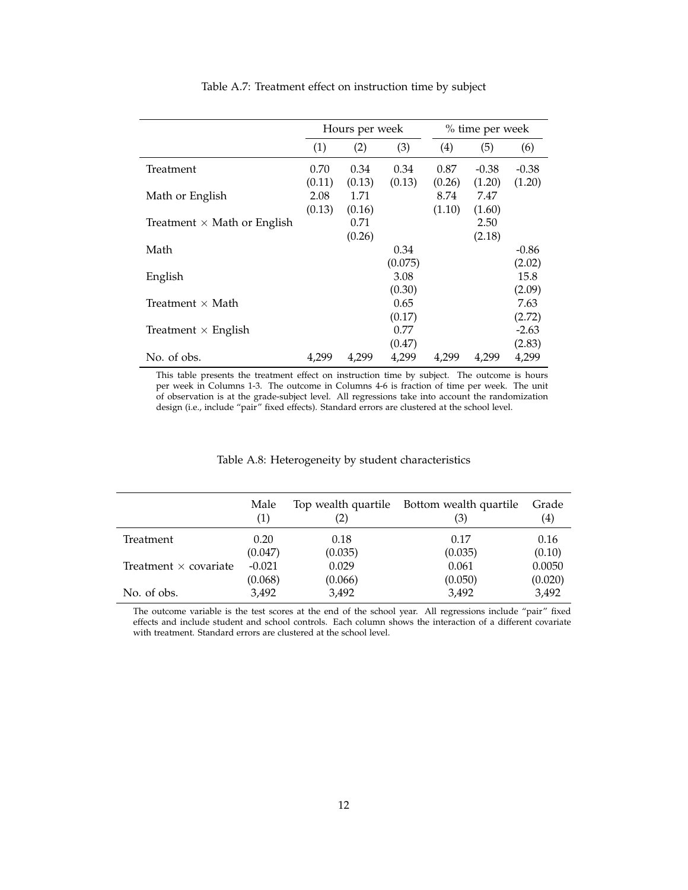Table A.7: Treatment effect on instruction time by subject

| | Hours per week | | | % time per week | | |
|---|---|---|---|---|---|---|
| | (1) | (2) | (3) | (4) | (5) | (6) |
| Treatment | 0.70 | 0.34 | 0.34 | 0.87 | -0.38 | -0.38 |
| | (0.11) | (0.13) | (0.13) | (0.26) | (1.20) | (1.20) |
| Math or English | 2.08 | 1.71 | | 8.74 | 7.47 | |
| | (0.13) | (0.16) | | (1.10) | (1.60) | |
| Treatment $\times$ Math or English | | 0.71 | | | 2.50 | |
| | | (0.26) | | | (2.18) | |
| Math | | | 0.34 | | | -0.86 |
| | | | (0.075) | | | (2.02) |
| English | | | 3.08 | | | 15.8 |
| | | | (0.30) | | | (2.09) |
| Treatment $\times$ Math | | | 0.65 | | | 7.63 |
| | | | (0.17) | | | (2.72) |
| Treatment $\times$ English | | | 0.77 | | | -2.63 |
| | | | (0.47) | | | (2.83) |
| No. of obs. | 4,299 | 4,299 | 4,299 | 4,299 | 4,299 | 4,299 |

This table presents the treatment effect on instruction time by subject. The outcome is hours per week in Columns 1-3. The outcome in Columns 4-6 is fraction of time per week. The unit of observation is at the grade-subject level. All regressions take into account the randomization design (i.e., include "pair" fixed effects). Standard errors are clustered at the school level.

Table A.8: Heterogeneity by student characteristics

| | Male (1) | Top wealth quartile (2) | Bottom wealth quartile (3) | Grade (4) |
|---|---|---|---|---|
| Treatment | 0.20 | 0.18 | 0.17 | 0.16 |
| | (0.047) | (0.035) | (0.035) | (0.10) |
| Treatment $\times$ covariate | -0.021 | 0.029 | 0.061 | 0.0050 |
| | (0.068) | (0.066) | (0.050) | (0.020) |
| No. of obs. | 3,492 | 3,492 | 3,492 | 3,492 |

The outcome variable is the test scores at the end of the school year. All regressions include "pair" fixed effects and include student and school controls. Each column shows the interaction of a different covariate with treatment. Standard errors are clustered at the school level.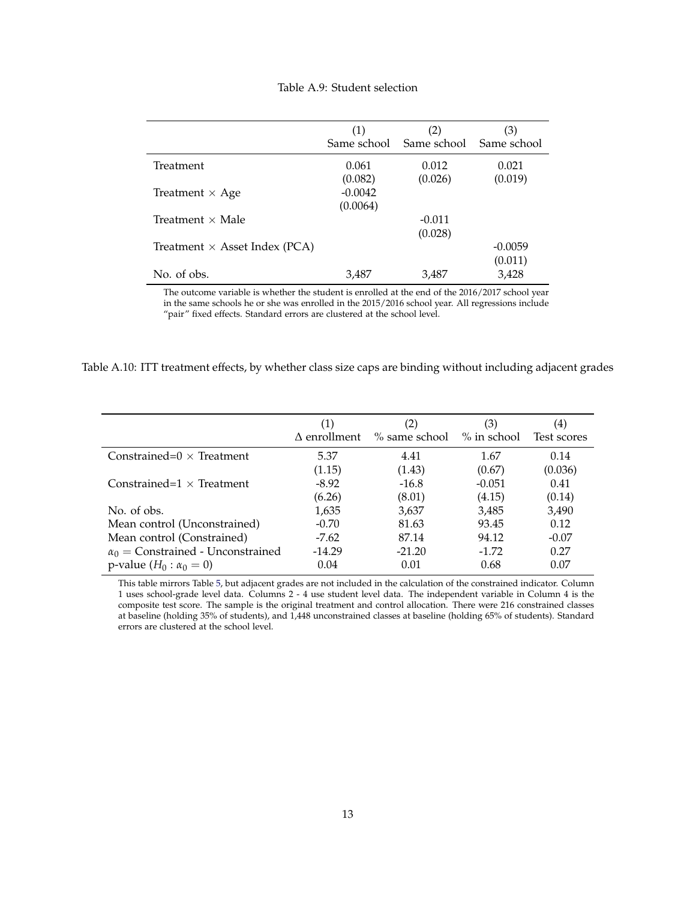Table A.9: Student selection

| | (1) Same school | (2) Same school | (3) Same school |
|---|---|---|---|
| Treatment | 0.061 | 0.012 | 0.021 |
| | (0.082) | (0.026) | (0.019) |
| Treatment $\times$ Age | -0.0042 | | |
| | (0.0064) | | |
| Treatment $\times$ Male | | -0.011 | |
| | | (0.028) | |
| Treatment $\times$ Asset Index (PCA) | | | -0.0059 |
| | | | (0.011) |
| No. of obs. | 3,487 | 3,487 | 3,428 |

The outcome variable is whether the student is enrolled at the end of the 2016/2017 school year in the same schools he or she was enrolled in the 2015/2016 school year. All regressions include "pair" fixed effects. Standard errors are clustered at the school level.

Table A.10: ITT treatment effects, by whether class size caps are binding without including adjacent grades

| | (1) $\Delta$ enrollment | (2) % same school | (3) % in school | (4) Test scores |
|---|---|---|---|---|
| Constrained=0 $\times$ Treatment | 5.37 | 4.41 | 1.67 | 0.14 |
| | (1.15) | (1.43) | (0.67) | (0.036) |
| Constrained=1 $\times$ Treatment | -8.92 | -16.8 | -0.051 | 0.41 |
| | (6.26) | (8.01) | (4.15) | (0.14) |
| No. of obs. | 1,635 | 3,637 | 3,485 | 3,490 |
| Mean control (Unconstrained) | -0.70 | 81.63 | 93.45 | 0.12 |
| Mean control (Constrained) | -7.62 | 87.14 | 94.12 | -0.07 |
| $\alpha_0$ = Constrained - Unconstrained | -14.29 | -21.20 | -1.72 | 0.27 |
| p-value ($H_0 : \alpha_0 = 0$) | 0.04 | 0.01 | 0.68 | 0.07 |

This table mirrors Table 5, but adjacent grades are not included in the calculation of the constrained indicator. Column 1 uses school-grade level data. Columns 2 - 4 use student level data. The independent variable in Column 4 is the composite test score. The sample is the original treatment and control allocation. There were 216 constrained classes at baseline (holding 35% of students), and 1,448 unconstrained classes at baseline (holding 65% of students). Standard errors are clustered at the school level.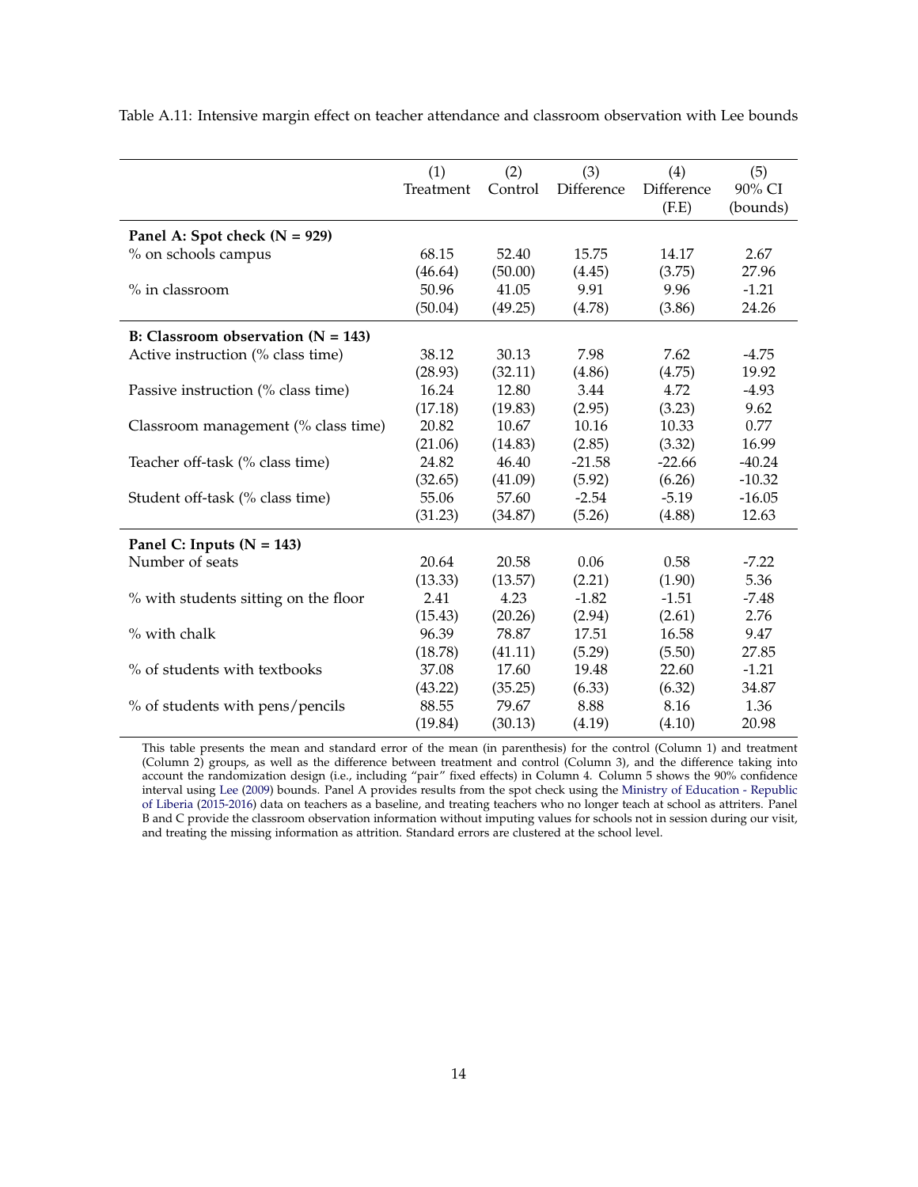Table A.11: Intensive margin effect on teacher attendance and classroom observation with Lee bounds

| | (1) Treatment | (2) Control | (3) Difference | (4) Difference (F.E) | (5) 90% CI (bounds) |
|---|---|---|---|---|---|
| **Panel A: Spot check (N = 929)** | | | | | |
| % on schools campus | 68.15 | 52.40 | 15.75 | 14.17 | 2.67 |
| | (46.64) | (50.00) | (4.45) | (3.75) | 27.96 |
| % in classroom | 50.96 | 41.05 | 9.91 | 9.96 | -1.21 |
| | (50.04) | (49.25) | (4.78) | (3.86) | 24.26 |
| **B: Classroom observation (N = 143)** | | | | | |
| Active instruction (% class time) | 38.12 | 30.13 | 7.98 | 7.62 | -4.75 |
| | (28.93) | (32.11) | (4.86) | (4.75) | 19.92 |
| Passive instruction (% class time) | 16.24 | 12.80 | 3.44 | 4.72 | -4.93 |
| | (17.18) | (19.83) | (2.95) | (3.23) | 9.62 |
| Classroom management (% class time) | 20.82 | 10.67 | 10.16 | 10.33 | 0.77 |
| | (21.06) | (14.83) | (2.85) | (3.32) | 16.99 |
| Teacher off-task (% class time) | 24.82 | 46.40 | -21.58 | -22.66 | -40.24 |
| | (32.65) | (41.09) | (5.92) | (6.26) | -10.32 |
| Student off-task (% class time) | 55.06 | 57.60 | -2.54 | -5.19 | -16.05 |
| | (31.23) | (34.87) | (5.26) | (4.88) | 12.63 |
| **Panel C: Inputs (N = 143)** | | | | | |
| Number of seats | 20.64 | 20.58 | 0.06 | 0.58 | -7.22 |
| | (13.33) | (13.57) | (2.21) | (1.90) | 5.36 |
| % with students sitting on the floor | 2.41 | 4.23 | -1.82 | -1.51 | -7.48 |
| | (15.43) | (20.26) | (2.94) | (2.61) | 2.76 |
| % with chalk | 96.39 | 78.87 | 17.51 | 16.58 | 9.47 |
| | (18.78) | (41.11) | (5.29) | (5.50) | 27.85 |
| % of students with textbooks | 37.08 | 17.60 | 19.48 | 22.60 | -1.21 |
| | (43.22) | (35.25) | (6.33) | (6.32) | 34.87 |
| % of students with pens/pencils | 88.55 | 79.67 | 8.88 | 8.16 | 1.36 |
| | (19.84) | (30.13) | (4.19) | (4.10) | 20.98 |

This table presents the mean and standard error of the mean (in parenthesis) for the control (Column 1) and treatment (Column 2) groups, as well as the difference between treatment and control (Column 3), and the difference taking into account the randomization design (i.e., including "pair" fixed effects) in Column 4. Column 5 shows the 90% confidence interval using Lee (2009) bounds. Panel A provides results from the spot check using the Ministry of Education - Republic of Liberia (2015-2016) data on teachers as a baseline, and treating teachers who no longer teach at school as attriters. Panel B and C provide the classroom observation information without imputing values for schools not in session during our visit, and treating the missing information as attrition. Standard errors are clustered at the school level.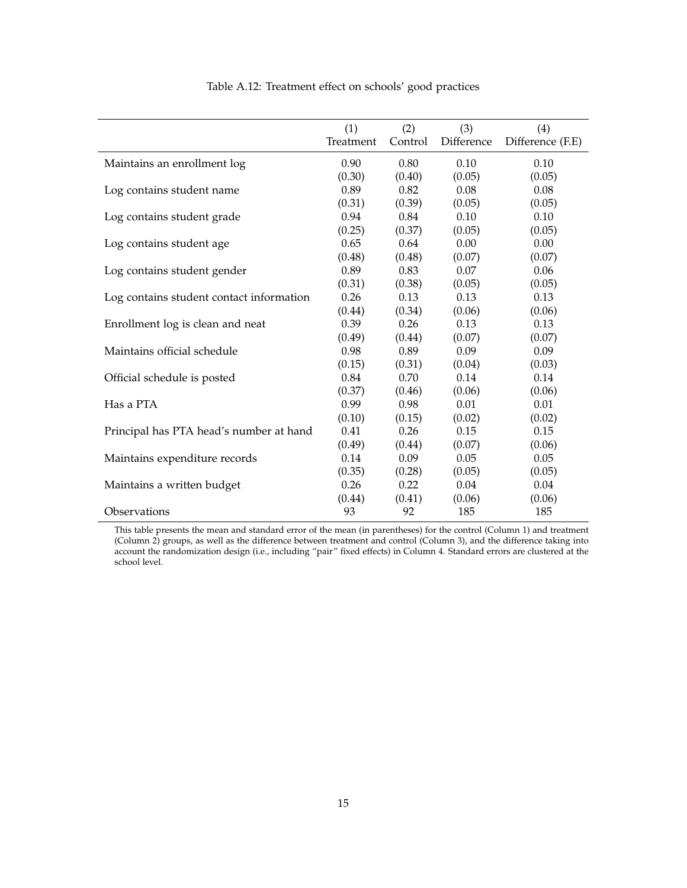Table A.12: Treatment effect on schools' good practices

| | (1) Treatment | (2) Control | (3) Difference | (4) Difference (F.E) |
|---|---|---|---|---|
| Maintains an enrollment log | 0.90 | 0.80 | 0.10 | 0.10 |
| | (0.30) | (0.40) | (0.05) | (0.05) |
| Log contains student name | 0.89 | 0.82 | 0.08 | 0.08 |
| | (0.31) | (0.39) | (0.05) | (0.05) |
| Log contains student grade | 0.94 | 0.84 | 0.10 | 0.10 |
| | (0.25) | (0.37) | (0.05) | (0.05) |
| Log contains student age | 0.65 | 0.64 | 0.00 | 0.00 |
| | (0.48) | (0.48) | (0.07) | (0.07) |
| Log contains student gender | 0.89 | 0.83 | 0.07 | 0.06 |
| | (0.31) | (0.38) | (0.05) | (0.05) |
| Log contains student contact information | 0.26 | 0.13 | 0.13 | 0.13 |
| | (0.44) | (0.34) | (0.06) | (0.06) |
| Enrollment log is clean and neat | 0.39 | 0.26 | 0.13 | 0.13 |
| | (0.49) | (0.44) | (0.07) | (0.07) |
| Maintains official schedule | 0.98 | 0.89 | 0.09 | 0.09 |
| | (0.15) | (0.31) | (0.04) | (0.03) |
| Official schedule is posted | 0.84 | 0.70 | 0.14 | 0.14 |
| | (0.37) | (0.46) | (0.06) | (0.06) |
| Has a PTA | 0.99 | 0.98 | 0.01 | 0.01 |
| | (0.10) | (0.15) | (0.02) | (0.02) |
| Principal has PTA head's number at hand | 0.41 | 0.26 | 0.15 | 0.15 |
| | (0.49) | (0.44) | (0.07) | (0.06) |
| Maintains expenditure records | 0.14 | 0.09 | 0.05 | 0.05 |
| | (0.35) | (0.28) | (0.05) | (0.05) |
| Maintains a written budget | 0.26 | 0.22 | 0.04 | 0.04 |
| | (0.44) | (0.41) | (0.06) | (0.06) |
| Observations | 93 | 92 | 185 | 185 |

This table presents the mean and standard error of the mean (in parentheses) for the control (Column 1) and treatment (Column 2) groups, as well as the difference between treatment and control (Column 3), and the difference taking into account the randomization design (i.e., including "pair" fixed effects) in Column 4. Standard errors are clustered at the school level.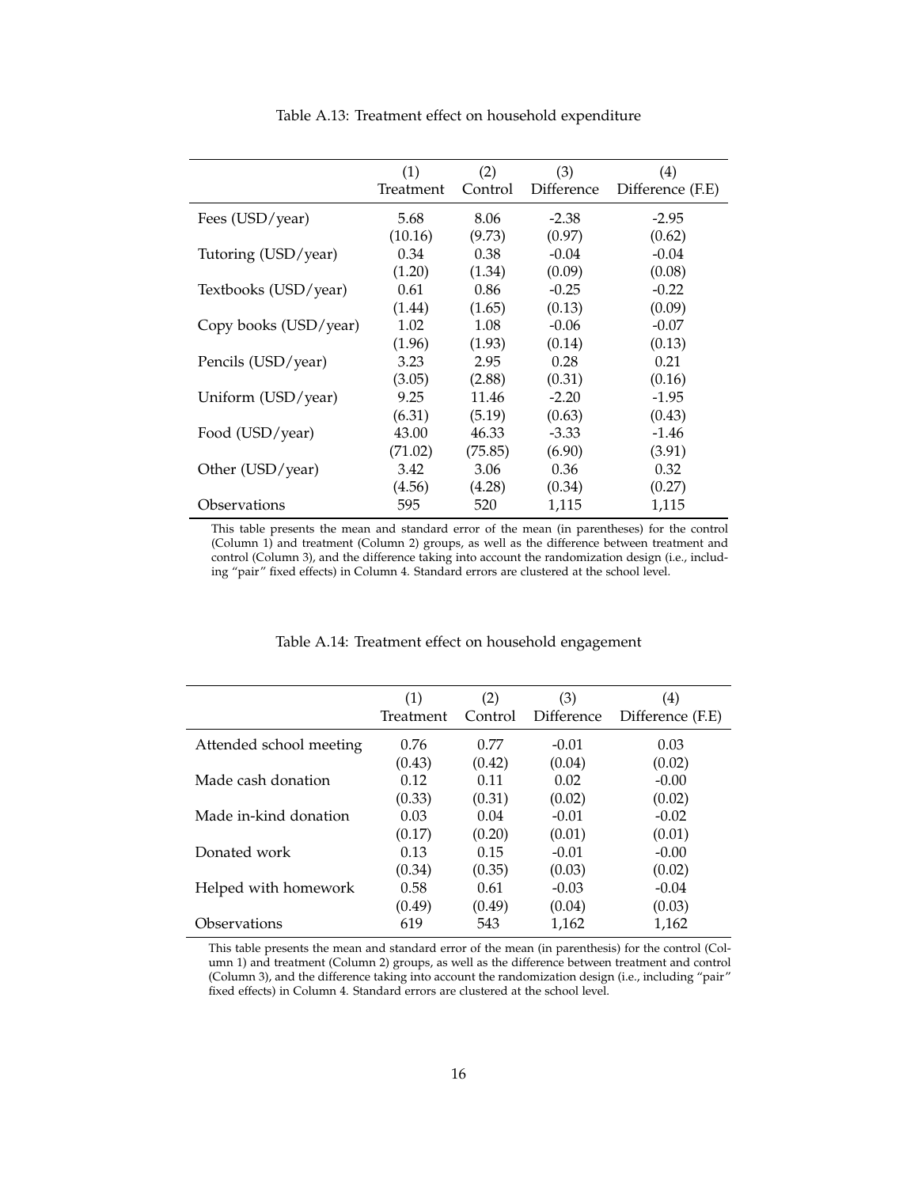Table A.13: Treatment effect on household expenditure

| | (1) Treatment | (2) Control | (3) Difference | (4) Difference (F.E) |
|---|---|---|---|---|
| Fees (USD/year) | 5.68 | 8.06 | -2.38 | -2.95 |
| | (10.16) | (9.73) | (0.97) | (0.62) |
| Tutoring (USD/year) | 0.34 | 0.38 | -0.04 | -0.04 |
| | (1.20) | (1.34) | (0.09) | (0.08) |
| Textbooks (USD/year) | 0.61 | 0.86 | -0.25 | -0.22 |
| | (1.44) | (1.65) | (0.13) | (0.09) |
| Copy books (USD/year) | 1.02 | 1.08 | -0.06 | -0.07 |
| | (1.96) | (1.93) | (0.14) | (0.13) |
| Pencils (USD/year) | 3.23 | 2.95 | 0.28 | 0.21 |
| | (3.05) | (2.88) | (0.31) | (0.16) |
| Uniform (USD/year) | 9.25 | 11.46 | -2.20 | -1.95 |
| | (6.31) | (5.19) | (0.63) | (0.43) |
| Food (USD/year) | 43.00 | 46.33 | -3.33 | -1.46 |
| | (71.02) | (75.85) | (6.90) | (3.91) |
| Other (USD/year) | 3.42 | 3.06 | 0.36 | 0.32 |
| | (4.56) | (4.28) | (0.34) | (0.27) |
| Observations | 595 | 520 | 1,115 | 1,115 |

This table presents the mean and standard error of the mean (in parentheses) for the control (Column 1) and treatment (Column 2) groups, as well as the difference between treatment and control (Column 3), and the difference taking into account the randomization design (i.e., including "pair" fixed effects) in Column 4. Standard errors are clustered at the school level.

Table A.14: Treatment effect on household engagement

| | (1) Treatment | (2) Control | (3) Difference | (4) Difference (F.E) |
|---|---|---|---|---|
| Attended school meeting | 0.76 | 0.77 | -0.01 | 0.03 |
| | (0.43) | (0.42) | (0.04) | (0.02) |
| Made cash donation | 0.12 | 0.11 | 0.02 | -0.00 |
| | (0.33) | (0.31) | (0.02) | (0.02) |
| Made in-kind donation | 0.03 | 0.04 | -0.01 | -0.02 |
| | (0.17) | (0.20) | (0.01) | (0.01) |
| Donated work | 0.13 | 0.15 | -0.01 | -0.00 |
| | (0.34) | (0.35) | (0.03) | (0.02) |
| Helped with homework | 0.58 | 0.61 | -0.03 | -0.04 |
| | (0.49) | (0.49) | (0.04) | (0.03) |
| Observations | 619 | 543 | 1,162 | 1,162 |

This table presents the mean and standard error of the mean (in parenthesis) for the control (Column 1) and treatment (Column 2) groups, as well as the difference between treatment and control (Column 3), and the difference taking into account the randomization design (i.e., including "pair" fixed effects) in Column 4. Standard errors are clustered at the school level.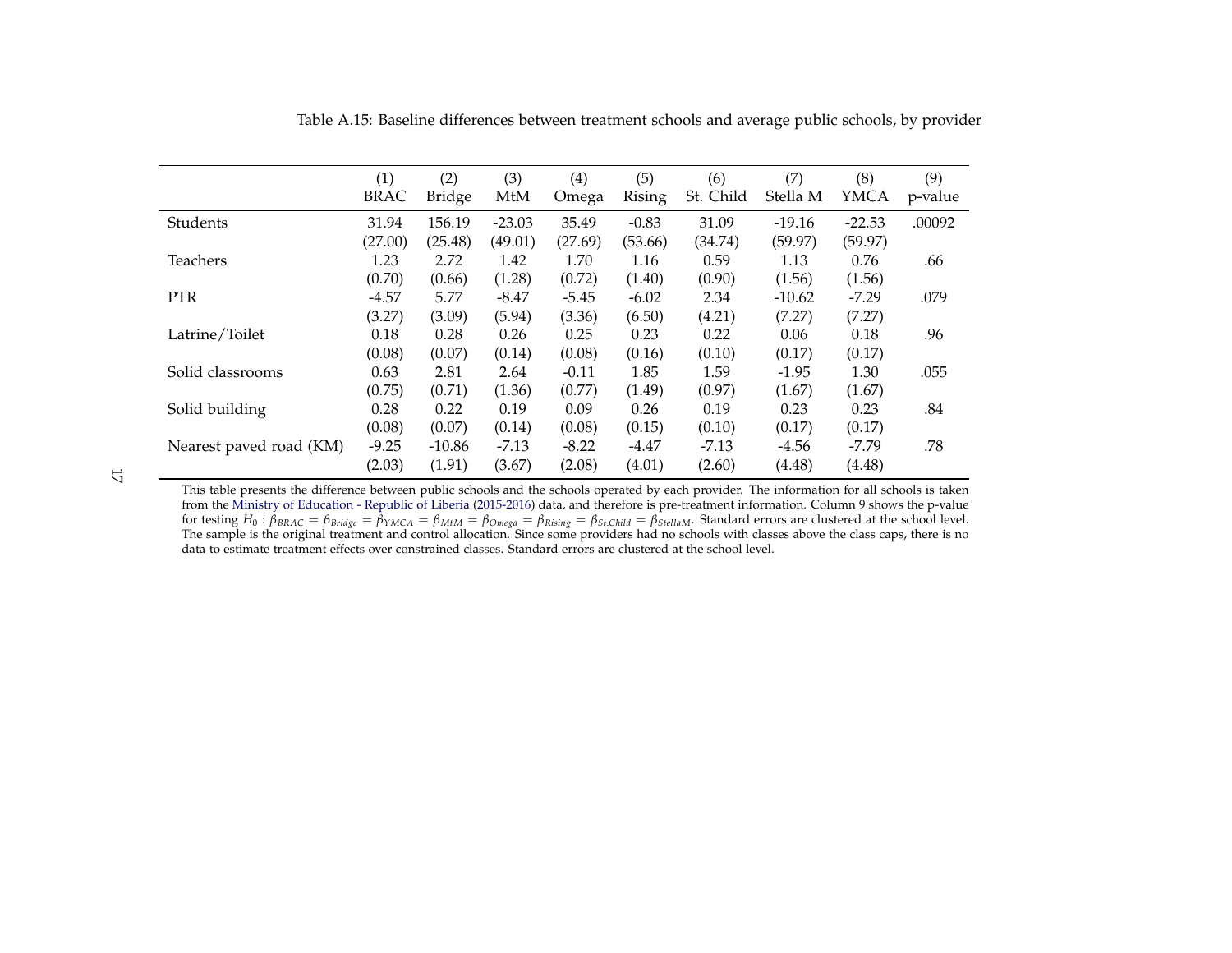Table A.15: Baseline differences between treatment schools and average public schools, by provider

| | (1) BRAC | (2) Bridge | (3) MtM | (4) Omega | (5) Rising | (6) St. Child | (7) Stella M | (8) YMCA | (9) p-value |
|---|---|---|---|---|---|---|---|---|---|
| Students | 31.94 | 156.19 | -23.03 | 35.49 | -0.83 | 31.09 | -19.16 | -22.53 | .00092 |
| | (27.00) | (25.48) | (49.01) | (27.69) | (53.66) | (34.74) | (59.97) | (59.97) | |
| Teachers | 1.23 | 2.72 | 1.42 | 1.70 | 1.16 | 0.59 | 1.13 | 0.76 | .66 |
| | (0.70) | (0.66) | (1.28) | (0.72) | (1.40) | (0.90) | (1.56) | (1.56) | |
| PTR | -4.57 | 5.77 | -8.47 | -5.45 | -6.02 | 2.34 | -10.62 | -7.29 | .079 |
| | (3.27) | (3.09) | (5.94) | (3.36) | (6.50) | (4.21) | (7.27) | (7.27) | |
| Latrine/Toilet | 0.18 | 0.28 | 0.26 | 0.25 | 0.23 | 0.22 | 0.06 | 0.18 | .96 |
| | (0.08) | (0.07) | (0.14) | (0.08) | (0.16) | (0.10) | (0.17) | (0.17) | |
| Solid classrooms | 0.63 | 2.81 | 2.64 | -0.11 | 1.85 | 1.59 | -1.95 | 1.30 | .055 |
| | (0.75) | (0.71) | (1.36) | (0.77) | (1.49) | (0.97) | (1.67) | (1.67) | |
| Solid building | 0.28 | 0.22 | 0.19 | 0.09 | 0.26 | 0.19 | 0.23 | 0.23 | .84 |
| | (0.08) | (0.07) | (0.14) | (0.08) | (0.15) | (0.10) | (0.17) | (0.17) | |
| Nearest paved road (KM) | -9.25 | -10.86 | -7.13 | -8.22 | -4.47 | -7.13 | -4.56 | -7.79 | .78 |
| | (2.03) | (1.91) | (3.67) | (2.08) | (4.01) | (2.60) | (4.48) | (4.48) | |

This table presents the difference between public schools and the schools operated by each provider. The information for all schools is taken from the Ministry of Education - Republic of Liberia (2015-2016) data, and therefore is pre-treatment information. Column 9 shows the p-value for testing $H_0 : \beta_{BRAC} = \beta_{Bridge} = \beta_{YMCA} = \beta_{MtM} = \beta_{Omega} = \beta_{Rising} = \beta_{St.Child} = \beta_{StellaM}$. Standard errors are clustered at the school level. The sample is the original treatment and control allocation. Since some providers had no schools with classes above the class caps, there is no data to estimate treatment effects over constrained classes. Standard errors are clustered at the school level.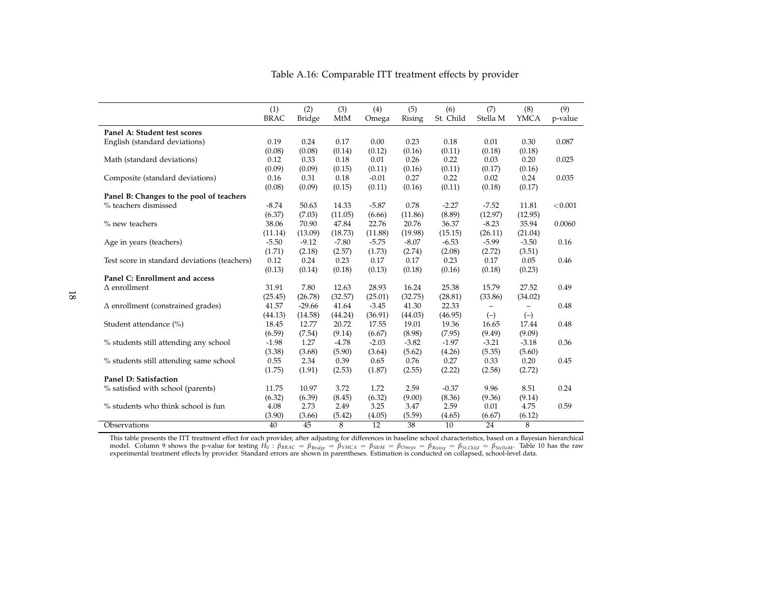Table A.16: Comparable ITT treatment effects by provider

| | (1) BRAC | (2) Bridge | (3) MtM | (4) Omega | (5) Rising | (6) St. Child | (7) Stella M | (8) YMCA | (9) p-value |
|---|---|---|---|---|---|---|---|---|---|
| **Panel A: Student test scores** | | | | | | | | | |
| English (standard deviations) | 0.19 | 0.24 | 0.17 | 0.00 | 0.23 | 0.18 | 0.01 | 0.30 | 0.087 |
| | (0.08) | (0.08) | (0.14) | (0.12) | (0.16) | (0.11) | (0.18) | (0.18) | |
| Math (standard deviations) | 0.12 | 0.33 | 0.18 | 0.01 | 0.26 | 0.22 | 0.03 | 0.20 | 0.025 |
| | (0.09) | (0.09) | (0.15) | (0.11) | (0.16) | (0.11) | (0.17) | (0.16) | |
| Composite (standard deviations) | 0.16 | 0.31 | 0.18 | -0.01 | 0.27 | 0.22 | 0.02 | 0.24 | 0.035 |
| | (0.08) | (0.09) | (0.15) | (0.11) | (0.16) | (0.11) | (0.18) | (0.17) | |
| **Panel B: Changes to the pool of teachers** | | | | | | | | | |
| % teachers dismissed | -8.74 | 50.63 | 14.33 | -5.87 | 0.78 | -2.27 | -7.52 | 11.81 | <0.001 |
| | (6.37) | (7.03) | (11.05) | (6.66) | (11.86) | (8.89) | (12.97) | (12.95) | |
| % new teachers | 38.06 | 70.90 | 47.84 | 22.76 | 20.76 | 36.37 | -8.23 | 35.94 | 0.0060 |
| | (11.14) | (13.09) | (18.73) | (11.88) | (19.98) | (15.15) | (26.11) | (21.04) | |
| Age in years (teachers) | -5.50 | -9.12 | -7.80 | -5.75 | -8.07 | -6.53 | -5.99 | -3.50 | 0.16 |
| | (1.71) | (2.18) | (2.57) | (1.73) | (2.74) | (2.08) | (2.72) | (3.51) | |
| Test score in standard deviations (teachers) | 0.12 | 0.24 | 0.23 | 0.17 | 0.17 | 0.23 | 0.17 | 0.05 | 0.46 |
| | (0.13) | (0.14) | (0.18) | (0.13) | (0.18) | (0.16) | (0.18) | (0.23) | |
| **Panel C: Enrollment and access** | | | | | | | | | |
| Δ enrollment | 31.91 | 7.80 | 12.63 | 28.93 | 16.24 | 25.38 | 15.79 | 27.52 | 0.49 |
| | (25.45) | (26.78) | (32.57) | (25.01) | (32.75) | (28.81) | (33.86) | (34.02) | |
| Δ enrollment (constrained grades) | 41.57 | -29.66 | 41.64 | -3.45 | 41.30 | 22.33 | – | – | 0.48 |
| | (44.13) | (14.58) | (44.24) | (36.91) | (44.03) | (46.95) | (–) | (–) | |
| Student attendance (%) | 18.45 | 12.77 | 20.72 | 17.55 | 19.01 | 19.36 | 16.65 | 17.44 | 0.48 |
| | (6.59) | (7.54) | (9.14) | (6.67) | (8.98) | (7.95) | (9.49) | (9.09) | |
| % students still attending any school | -1.98 | 1.27 | -4.78 | -2.03 | -3.82 | -1.97 | -3.21 | -3.18 | 0.36 |
| | (3.38) | (3.68) | (5.90) | (3.64) | (5.62) | (4.26) | (5.35) | (5.60) | |
| % students still attending same school | 0.55 | 2.34 | 0.39 | 0.65 | 0.76 | 0.27 | 0.33 | 0.20 | 0.45 |
| | (1.75) | (1.91) | (2.53) | (1.87) | (2.55) | (2.22) | (2.58) | (2.72) | |
| **Panel D: Satisfaction** | | | | | | | | | |
| % satisfied with school (parents) | 11.75 | 10.97 | 3.72 | 1.72 | 2.59 | -0.37 | 9.96 | 8.51 | 0.24 |
| | (6.32) | (6.39) | (8.45) | (6.32) | (9.00) | (8.36) | (9.36) | (9.14) | |
| % students who think school is fun | 4.08 | 2.73 | 2.49 | 3.25 | 3.47 | 2.59 | 0.01 | 4.75 | 0.59 |
| | (3.90) | (3.66) | (5.42) | (4.05) | (5.59) | (4.65) | (6.67) | (6.12) | |
| Observations | 40 | 45 | 8 | 12 | 38 | 10 | 24 | 8 | |

This table presents the ITT treatment effect for each provider, after adjusting for differences in baseline school characteristics, based on a Bayesian hierarchical model. Column 9 shows the p-value for testing $H_0 : \beta_{BRAC} = \beta_{Bridge} = \beta_{YMCA} = \beta_{MtM} = \beta_{Omega} = \beta_{Rising} = \beta_{St.Child} = \beta_{StellaM}$. Table 10 has the raw experimental treatment effects by provider. Standard errors are shown in parentheses. Estimation is conducted on collapsed, school-level data.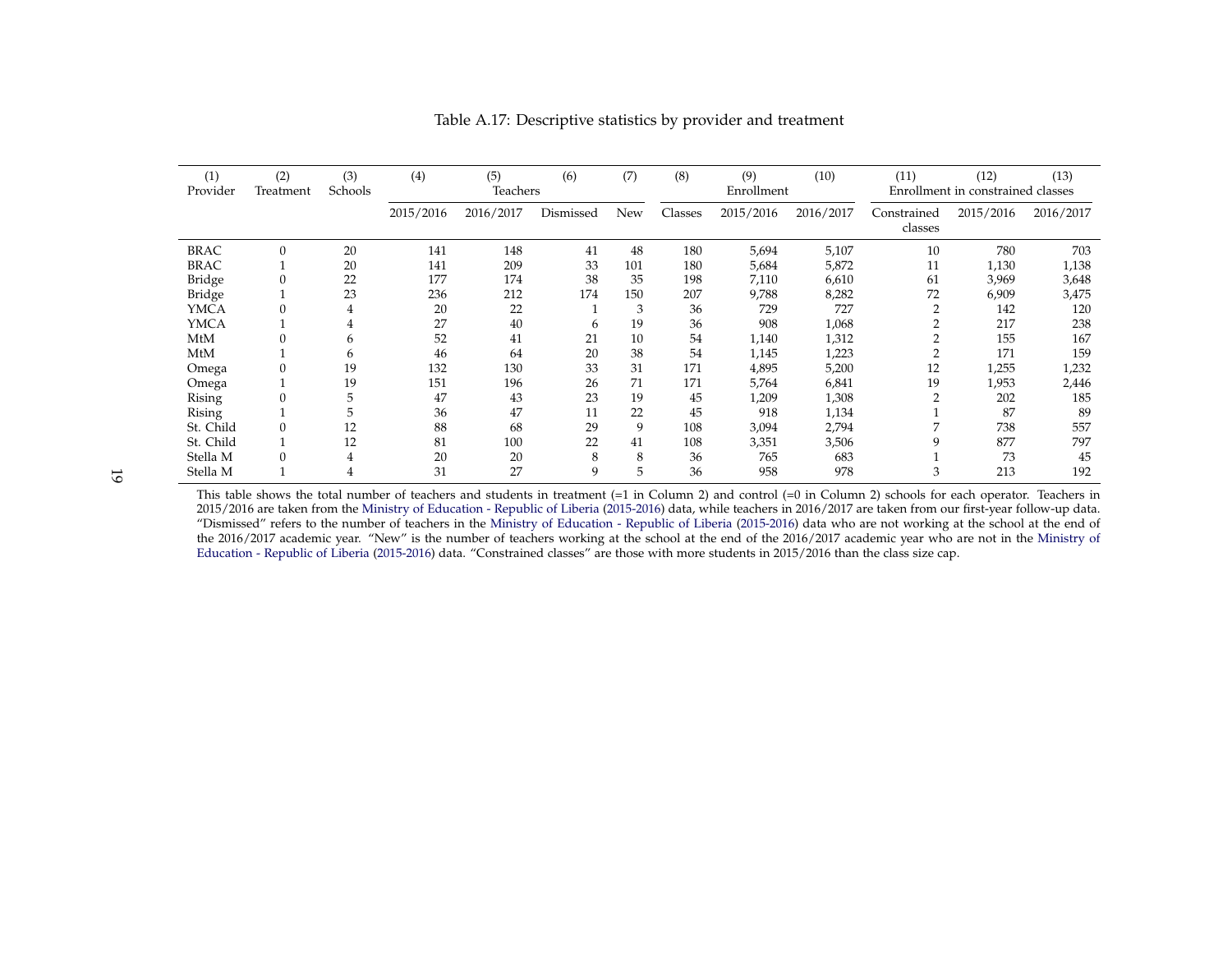Table A.17: Descriptive statistics by provider and treatment

| (1) Provider | (2) Treatment | (3) Schools | (4) Teachers | (5) | (6) | (7) | (8) | (9) Enrollment | (10) | (11) Enrollment in constrained classes | (12) | (13) |
|---|---|---|---|---|---|---|---|---|---|---|---|---|
| | | | 2015/2016 | 2016/2017 | Dismissed | New | Classes | 2015/2016 | 2016/2017 | Constrained classes | 2015/2016 | 2016/2017 |
| BRAC | 0 | 20 | 141 | 148 | 41 | 48 | 180 | 5,694 | 5,107 | 10 | 780 | 703 |
| BRAC | 1 | 20 | 141 | 209 | 33 | 101 | 180 | 5,684 | 5,872 | 11 | 1,130 | 1,138 |
| Bridge | 0 | 22 | 177 | 174 | 38 | 35 | 198 | 7,110 | 6,610 | 61 | 3,969 | 3,648 |
| Bridge | 1 | 23 | 236 | 212 | 174 | 150 | 207 | 9,788 | 8,282 | 72 | 6,909 | 3,475 |
| YMCA | 0 | 4 | 20 | 22 | 1 | 3 | 36 | 729 | 727 | 2 | 142 | 120 |
| YMCA | 1 | 4 | 27 | 40 | 6 | 19 | 36 | 908 | 1,068 | 2 | 217 | 238 |
| MtM | 0 | 6 | 52 | 41 | 21 | 10 | 54 | 1,140 | 1,312 | 2 | 155 | 167 |
| MtM | 1 | 6 | 46 | 64 | 20 | 38 | 54 | 1,145 | 1,223 | 2 | 171 | 159 |
| Omega | 0 | 19 | 132 | 130 | 33 | 31 | 171 | 4,895 | 5,200 | 12 | 1,255 | 1,232 |
| Omega | 1 | 19 | 151 | 196 | 26 | 71 | 171 | 5,764 | 6,841 | 19 | 1,953 | 2,446 |
| Rising | 0 | 5 | 47 | 43 | 23 | 19 | 45 | 1,209 | 1,308 | 2 | 202 | 185 |
| Rising | 1 | 5 | 36 | 47 | 11 | 22 | 45 | 918 | 1,134 | 1 | 87 | 89 |
| St. Child | 0 | 12 | 88 | 68 | 29 | 9 | 108 | 3,094 | 2,794 | 7 | 738 | 557 |
| St. Child | 1 | 12 | 81 | 100 | 22 | 41 | 108 | 3,351 | 3,506 | 9 | 877 | 797 |
| Stella M | 0 | 4 | 20 | 20 | 8 | 8 | 36 | 765 | 683 | 1 | 73 | 45 |
| Stella M | 1 | 4 | 31 | 27 | 9 | 5 | 36 | 958 | 978 | 3 | 213 | 192 |

This table shows the total number of teachers and students in treatment (=1 in Column 2) and control (=0 in Column 2) schools for each operator. Teachers in 2015/2016 are taken from the Ministry of Education - Republic of Liberia (2015-2016) data, while teachers in 2016/2017 are taken from our first-year follow-up data. "Dismissed" refers to the number of teachers in the Ministry of Education - Republic of Liberia (2015-2016) data who are not working at the school at the end of the 2016/2017 academic year. "New" is the number of teachers working at the school at the end of the 2016/2017 academic year who are not in the Ministry of Education - Republic of Liberia (2015-2016) data. "Constrained classes" are those with more students in 2015/2016 than the class size cap.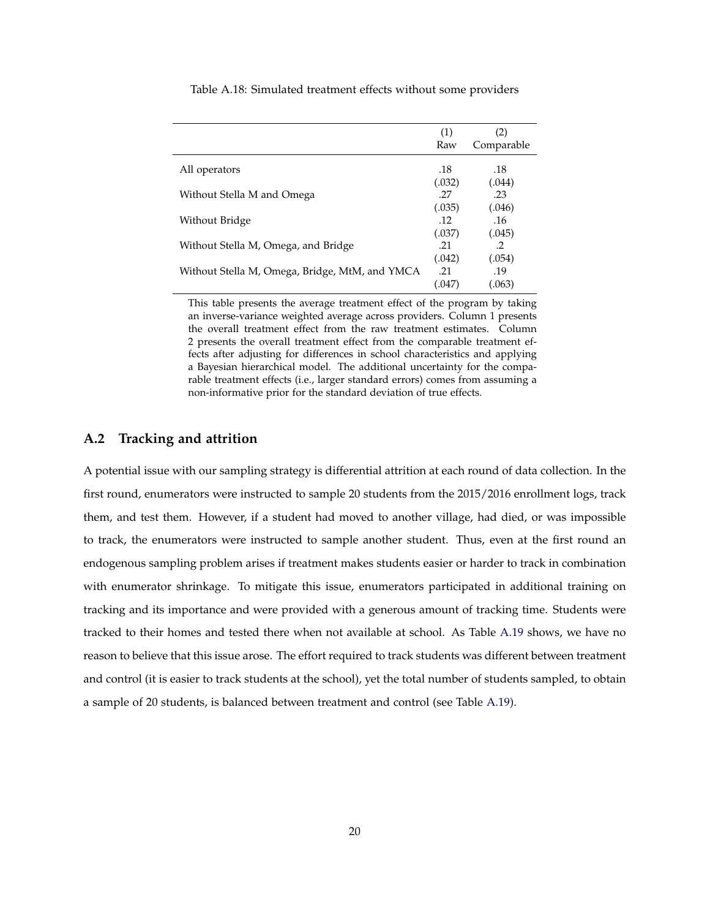Table A.18: Simulated treatment effects without some providers

| | (1) Raw | (2) Comparable |
|---|---|---|
| All operators | .18 | .18 |
| | (.032) | (.044) |
| Without Stella M and Omega | .27 | .23 |
| | (.035) | (.046) |
| Without Bridge | .12 | .16 |
| | (.037) | (.045) |
| Without Stella M, Omega, and Bridge | .21 | .2 |
| | (.042) | (.054) |
| Without Stella M, Omega, Bridge, MtM, and YMCA | .21 | .19 |
| | (.047) | (.063) |

This table presents the average treatment effect of the program by taking an inverse-variance weighted average across providers. Column 1 presents the overall treatment effect from the raw treatment estimates. Column 2 presents the overall treatment effect from the comparable treatment effects after adjusting for differences in school characteristics and applying a Bayesian hierarchical model. The additional uncertainty for the comparable treatment effects (i.e., larger standard errors) comes from assuming a non-informative prior for the standard deviation of true effects.

## A.2 Tracking and attrition

A potential issue with our sampling strategy is differential attrition at each round of data collection. In the first round, enumerators were instructed to sample 20 students from the 2015/2016 enrollment logs, track them, and test them. However, if a student had moved to another village, had died, or was impossible to track, the enumerators were instructed to sample another student. Thus, even at the first round an endogenous sampling problem arises if treatment makes students easier or harder to track in combination with enumerator shrinkage. To mitigate this issue, enumerators participated in additional training on tracking and its importance and were provided with a generous amount of tracking time. Students were tracked to their homes and tested there when not available at school. As Table A.19 shows, we have no reason to believe that this issue arose. The effort required to track students was different between treatment and control (it is easier to track students at the school), yet the total number of students sampled, to obtain a sample of 20 students, is balanced between treatment and control (see Table A.19).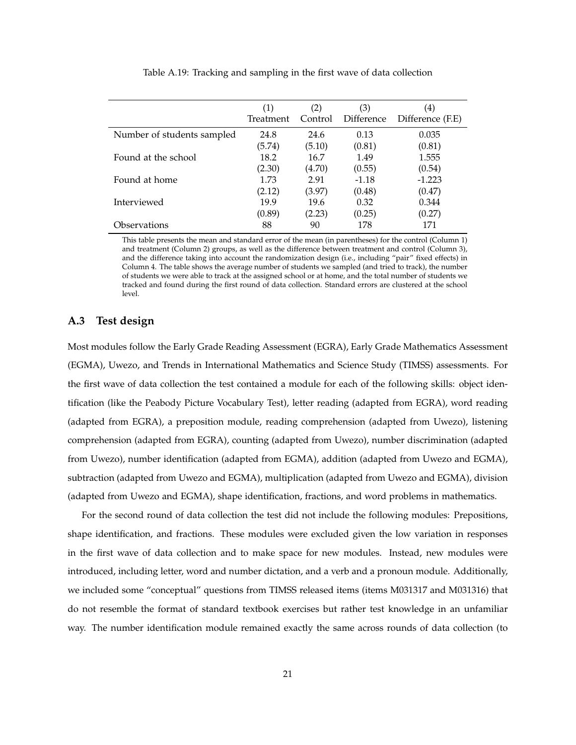Table A.19: Tracking and sampling in the first wave of data collection

| | (1) Treatment | (2) Control | (3) Difference | (4) Difference (F.E) |
|---|---|---|---|---|
| Number of students sampled | 24.8 | 24.6 | 0.13 | 0.035 |
| | (5.74) | (5.10) | (0.81) | (0.81) |
| Found at the school | 18.2 | 16.7 | 1.49 | 1.555 |
| | (2.30) | (4.70) | (0.55) | (0.54) |
| Found at home | 1.73 | 2.91 | -1.18 | -1.223 |
| | (2.12) | (3.97) | (0.48) | (0.47) |
| Interviewed | 19.9 | 19.6 | 0.32 | 0.344 |
| | (0.89) | (2.23) | (0.25) | (0.27) |
| Observations | 88 | 90 | 178 | 171 |

This table presents the mean and standard error of the mean (in parentheses) for the control (Column 1) and treatment (Column 2) groups, as well as the difference between treatment and control (Column 3), and the difference taking into account the randomization design (i.e., including "pair" fixed effects) in Column 4. The table shows the average number of students we sampled (and tried to track), the number of students we were able to track at the assigned school or at home, and the total number of students we tracked and found during the first round of data collection. Standard errors are clustered at the school level.

## A.3 Test design

Most modules follow the Early Grade Reading Assessment (EGRA), Early Grade Mathematics Assessment (EGMA), Uwezo, and Trends in International Mathematics and Science Study (TIMSS) assessments. For the first wave of data collection the test contained a module for each of the following skills: object identification (like the Peabody Picture Vocabulary Test), letter reading (adapted from EGRA), word reading (adapted from EGRA), a preposition module, reading comprehension (adapted from Uwezo), listening comprehension (adapted from EGRA), counting (adapted from Uwezo), number discrimination (adapted from Uwezo), number identification (adapted from EGMA), addition (adapted from Uwezo and EGMA), subtraction (adapted from Uwezo and EGMA), multiplication (adapted from Uwezo and EGMA), division (adapted from Uwezo and EGMA), shape identification, fractions, and word problems in mathematics.

For the second round of data collection the test did not include the following modules: Prepositions, shape identification, and fractions. These modules were excluded given the low variation in responses in the first wave of data collection and to make space for new modules. Instead, new modules were introduced, including letter, word and number dictation, and a verb and a pronoun module. Additionally, we included some "conceptual" questions from TIMSS released items (items M031317 and M031316) that do not resemble the format of standard textbook exercises but rather test knowledge in an unfamiliar way. The number identification module remained exactly the same across rounds of data collection (to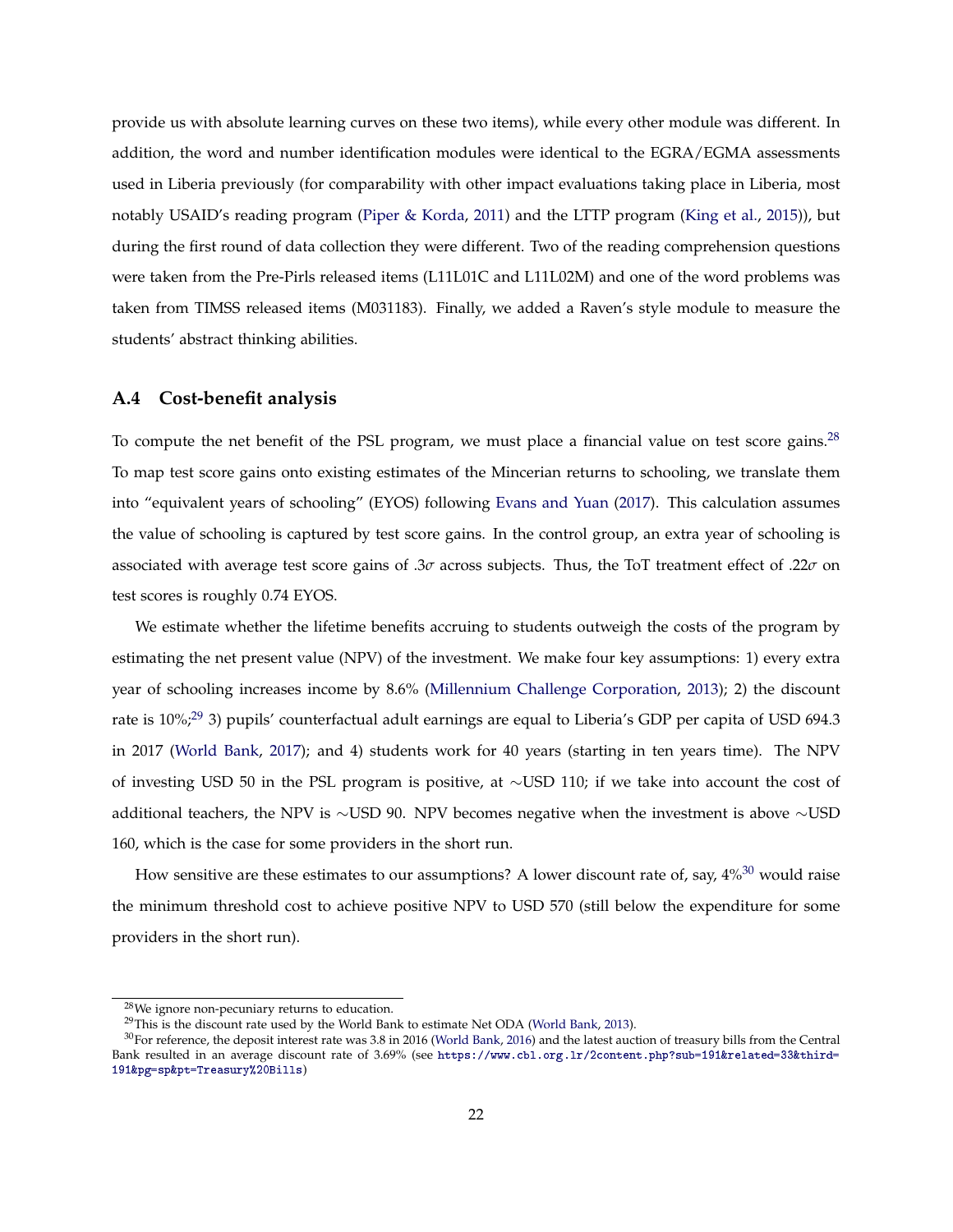provide us with absolute learning curves on these two items), while every other module was different. In addition, the word and number identification modules were identical to the EGRA/EGMA assessments used in Liberia previously (for comparability with other impact evaluations taking place in Liberia, most notably USAID's reading program (Piper & Korda, 2011) and the LTTP program (King et al., 2015)), but during the first round of data collection they were different. Two of the reading comprehension questions were taken from the Pre-Pirls released items (L11L01C and L11L02M) and one of the word problems was taken from TIMSS released items (M031183). Finally, we added a Raven's style module to measure the students' abstract thinking abilities.

### A.4 Cost-benefit analysis

To compute the net benefit of the PSL program, we must place a financial value on test score gains.[28] To map test score gains onto existing estimates of the Mincerian returns to schooling, we translate them into "equivalent years of schooling" (EYOS) following Evans and Yuan (2017). This calculation assumes the value of schooling is captured by test score gains. In the control group, an extra year of schooling is associated with average test score gains of $.3\sigma$ across subjects. Thus, the ToT treatment effect of $.22\sigma$ on test scores is roughly 0.74 EYOS.

We estimate whether the lifetime benefits accruing to students outweigh the costs of the program by estimating the net present value (NPV) of the investment. We make four key assumptions: 1) every extra year of schooling increases income by 8.6% (Millennium Challenge Corporation, 2013); 2) the discount rate is 10%;[29] 3) pupils' counterfactual adult earnings are equal to Liberia's GDP per capita of USD 694.3 in 2017 (World Bank, 2017); and 4) students work for 40 years (starting in ten years time). The NPV of investing USD 50 in the PSL program is positive, at $\sim$USD 110; if we take into account the cost of additional teachers, the NPV is $\sim$USD 90. NPV becomes negative when the investment is above $\sim$USD 160, which is the case for some providers in the short run.

How sensitive are these estimates to our assumptions? A lower discount rate of, say, 4%[30] would raise the minimum threshold cost to achieve positive NPV to USD 570 (still below the expenditure for some providers in the short run).

---

[28] We ignore non-pecuniary returns to education.

[29] This is the discount rate used by the World Bank to estimate Net ODA (World Bank, 2013).

[30] For reference, the deposit interest rate was 3.8 in 2016 (World Bank, 2016) and the latest auction of treasury bills from the Central Bank resulted in an average discount rate of 3.69% (see https://www.cbl.org.lr/2content.php?sub=191&related=33&third=191&pg=sp&pt=Treasury%20Bills)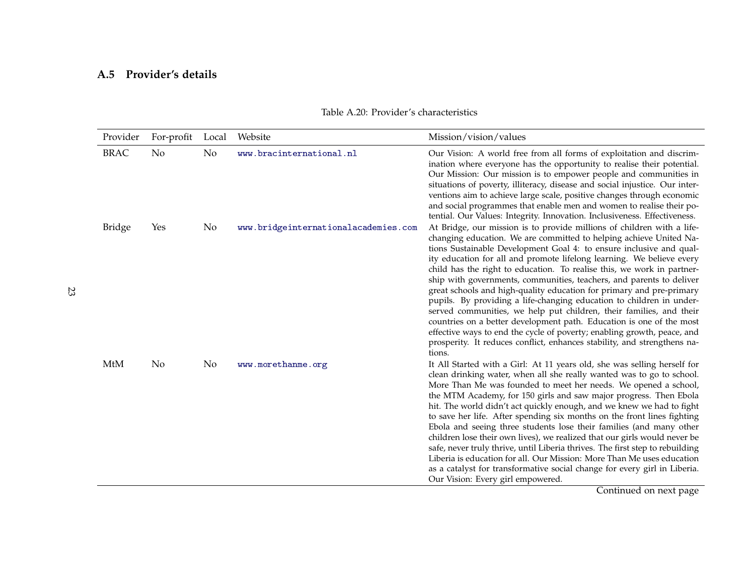### A.5 Provider's details

Table A.20: Provider's characteristics

| Provider | For-profit | Local | Website | Mission/vision/values |
|---|---|---|---|---|
| BRAC | No | No | www.bracinternational.nl | Our Vision: A world free from all forms of exploitation and discrimination where everyone has the opportunity to realise their potential. Our Mission: Our mission is to empower people and communities in situations of poverty, illiteracy, disease and social injustice. Our interventions aim to achieve large scale, positive changes through economic and social programmes that enable men and women to realise their potential. Our Values: Integrity. Innovation. Inclusiveness. Effectiveness. |
| Bridge | Yes | No | www.bridgeinternationalacademies.com | At Bridge, our mission is to provide millions of children with a life-changing education. We are committed to helping achieve United Nations Sustainable Development Goal 4: to ensure inclusive and quality education for all and promote lifelong learning. We believe every child has the right to education. To realise this, we work in partnership with governments, communities, teachers, and parents to deliver great schools and high-quality education for primary and pre-primary pupils. By providing a life-changing education to children in underserved communities, we help put children, their families, and their countries on a better development path. Education is one of the most effective ways to end the cycle of poverty; enabling growth, peace, and prosperity. It reduces conflict, enhances stability, and strengthens nations. |
| MtM | No | No | www.morethanme.org | It All Started with a Girl: At 11 years old, she was selling herself for clean drinking water, when all she really wanted was to go to school. More Than Me was founded to meet her needs. We opened a school, the MTM Academy, for 150 girls and saw major progress. Then Ebola hit. The world didn't act quickly enough, and we knew we had to fight to save her life. After spending six months on the front lines fighting Ebola and seeing three students lose their families (and many other children lose their own lives), we realized that our girls would never be safe, never truly thrive, until Liberia thrives. The first step to rebuilding Liberia is education for all. Our Mission: More Than Me uses education as a catalyst for transformative social change for every girl in Liberia. Our Vision: Every girl empowered. |

Continued on next page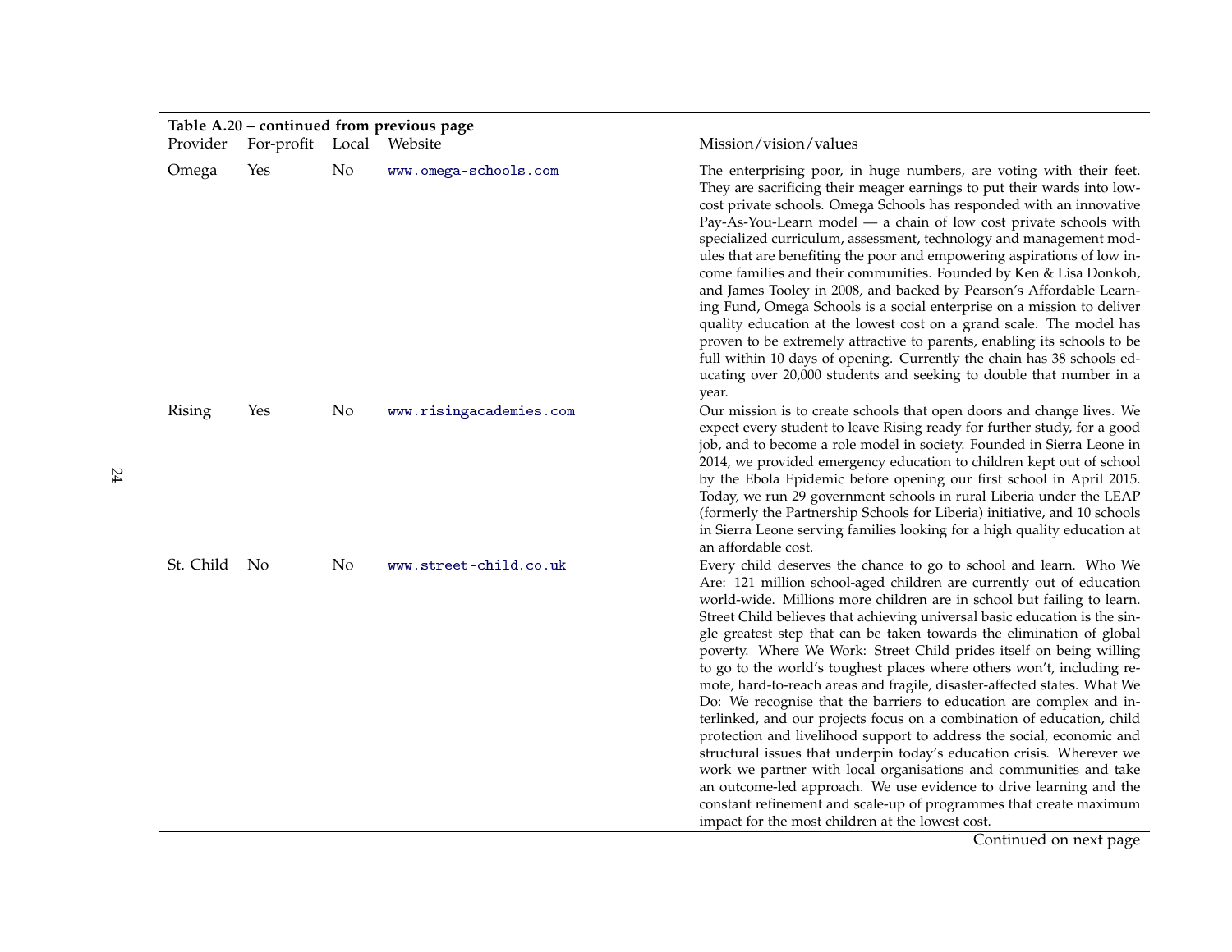**Table A.20 – continued from previous page**

| Provider | For-profit | Local | Website | Mission/vision/values |
|---|---|---|---|---|
| Omega | Yes | No | www.omega-schools.com | The enterprising poor, in huge numbers, are voting with their feet. They are sacrificing their meager earnings to put their wards into low-cost private schools. Omega Schools has responded with an innovative Pay-As-You-Learn model — a chain of low cost private schools with specialized curriculum, assessment, technology and management modules that are benefiting the poor and empowering aspirations of low income families and their communities. Founded by Ken & Lisa Donkoh, and James Tooley in 2008, and backed by Pearson's Affordable Learning Fund, Omega Schools is a social enterprise on a mission to deliver quality education at the lowest cost on a grand scale. The model has proven to be extremely attractive to parents, enabling its schools to be full within 10 days of opening. Currently the chain has 38 schools educating over 20,000 students and seeking to double that number in a year. |
| Rising | Yes | No | www.risingacademies.com | Our mission is to create schools that open doors and change lives. We expect every student to leave Rising ready for further study, for a good job, and to become a role model in society. Founded in Sierra Leone in 2014, we provided emergency education to children kept out of school by the Ebola Epidemic before opening our first school in April 2015. Today, we run 29 government schools in rural Liberia under the LEAP (formerly the Partnership Schools for Liberia) initiative, and 10 schools in Sierra Leone serving families looking for a high quality education at an affordable cost. |
| St. Child | No | No | www.street-child.co.uk | Every child deserves the chance to go to school and learn. Who We Are: 121 million school-aged children are currently out of education world-wide. Millions more children are in school but failing to learn. Street Child believes that achieving universal basic education is the single greatest step that can be taken towards the elimination of global poverty. Where We Work: Street Child prides itself on being willing to go to the world's toughest places where others won't, including remote, hard-to-reach areas and fragile, disaster-affected states. What We Do: We recognise that the barriers to education are complex and interlinked, and our projects focus on a combination of education, child protection and livelihood support to address the social, economic and structural issues that underpin today's education crisis. Wherever we work we partner with local organisations and communities and take an outcome-led approach. We use evidence to drive learning and the constant refinement and scale-up of programmes that create maximum impact for the most children at the lowest cost. |

Continued on next page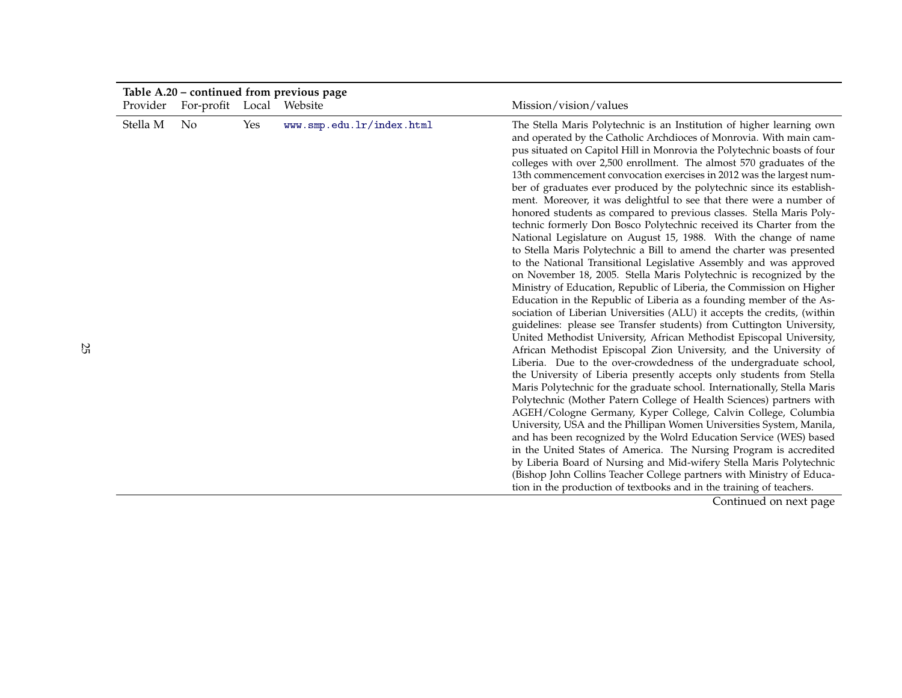**Table A.20 – continued from previous page**

| Provider | For-profit | Local | Website | Mission/vision/values |
|---|---|---|---|---|
| Stella M | No | Yes | www.smp.edu.lr/index.html | The Stella Maris Polytechnic is an Institution of higher learning own and operated by the Catholic Archdioces of Monrovia. With main campus situated on Capitol Hill in Monrovia the Polytechnic boasts of four colleges with over 2,500 enrollment. The almost 570 graduates of the 13th commencement convocation exercises in 2012 was the largest number of graduates ever produced by the polytechnic since its establishment. Moreover, it was delightful to see that there were a number of honored students as compared to previous classes. Stella Maris Polytechnic formerly Don Bosco Polytechnic received its Charter from the National Legislature on August 15, 1988. With the change of name to Stella Maris Polytechnic a Bill to amend the charter was presented to the National Transitional Legislative Assembly and was approved on November 18, 2005. Stella Maris Polytechnic is recognized by the Ministry of Education, Republic of Liberia, the Commission on Higher Education in the Republic of Liberia as a founding member of the Association of Liberian Universities (ALU) it accepts the credits, (within guidelines: please see Transfer students) from Cuttington University, United Methodist University, African Methodist Episcopal University, African Methodist Episcopal Zion University, and the University of Liberia. Due to the over-crowdedness of the undergraduate school, the University of Liberia presently accepts only students from Stella Maris Polytechnic for the graduate school. Internationally, Stella Maris Polytechnic (Mother Patern College of Health Sciences) partners with AGEH/Cologne Germany, Kyper College, Calvin College, Columbia University, USA and the Phillipan Women Universities System, Manila, and has been recognized by the Wolrd Education Service (WES) based in the United States of America. The Nursing Program is accredited by Liberia Board of Nursing and Mid-wifery Stella Maris Polytechnic (Bishop John Collins Teacher College partners with Ministry of Education in the production of textbooks and in the training of teachers. |

Continued on next page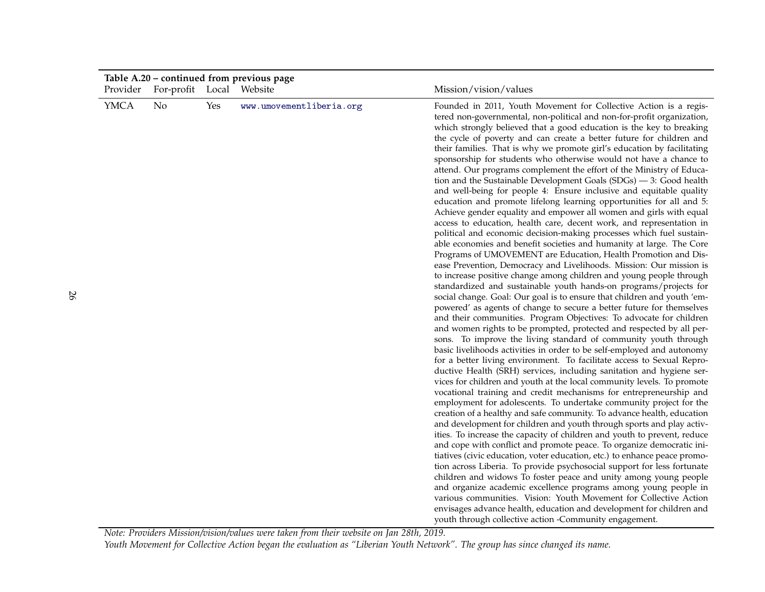**Table A.20 – continued from previous page**

| Provider | For-profit | Local | Website | Mission/vision/values |
|---|---|---|---|---|
| YMCA | No | Yes | www.umovementliberia.org | Founded in 2011, Youth Movement for Collective Action is a registered non-governmental, non-political and non-for-profit organization, which strongly believed that a good education is the key to breaking the cycle of poverty and can create a better future for children and their families. That is why we promote girl's education by facilitating sponsorship for students who otherwise would not have a chance to attend. Our programs complement the effort of the Ministry of Education and the Sustainable Development Goals (SDGs) — 3: Good health and well-being for people 4: Ensure inclusive and equitable quality education and promote lifelong learning opportunities for all and 5: Achieve gender equality and empower all women and girls with equal access to education, health care, decent work, and representation in political and economic decision-making processes which fuel sustainable economies and benefit societies and humanity at large. The Core Programs of UMOVEMENT are Education, Health Promotion and Disease Prevention, Democracy and Livelihoods. Mission: Our mission is to increase positive change among children and young people through standardized and sustainable youth hands-on programs/projects for social change. Goal: Our goal is to ensure that children and youth 'empowered' as agents of change to secure a better future for themselves and their communities. Program Objectives: To advocate for children and women rights to be prompted, protected and respected by all persons. To improve the living standard of community youth through basic livelihoods activities in order to be self-employed and autonomy for a better living environment. To facilitate access to Sexual Reproductive Health (SRH) services, including sanitation and hygiene services for children and youth at the local community levels. To promote vocational training and credit mechanisms for entrepreneurship and employment for adolescents. To undertake community project for the creation of a healthy and safe community. To advance health, education and development for children and youth through sports and play activities. To increase the capacity of children and youth to prevent, reduce and cope with conflict and promote peace. To organize democratic initiatives (civic education, voter education, etc.) to enhance peace promotion across Liberia. To provide psychosocial support for less fortunate children and widows To foster peace and unity among young people and organize academic excellence programs among young people in various communities. Vision: Youth Movement for Collective Action envisages advance health, education and development for children and youth through collective action -Community engagement. |

*Note: Providers Mission/vision/values were taken from their website on Jan 28th, 2019.*

*Youth Movement for Collective Action began the evaluation as "Liberian Youth Network". The group has since changed its name.*